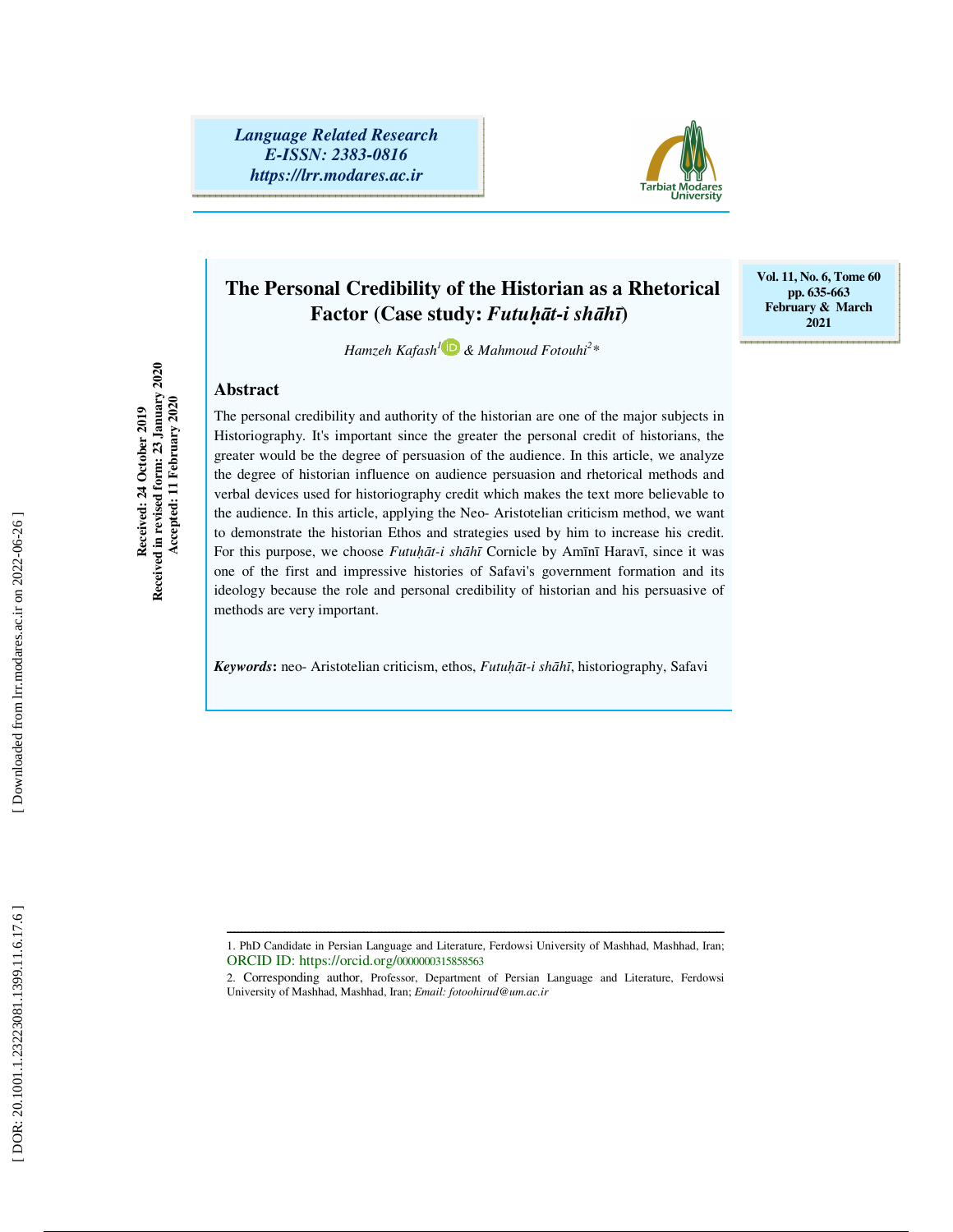Language Related Research
E-ISSN: 2383-0816
https://lrr.modares.ac.ir

Vol. 11, No. 6, Tome 60
pp. 635-663
February & March 2021

Received: 24 October 2019
Received in revised form: 23 January 2020
Accepted: 11 February 2020

# The Personal Credibility of the Historian as a Rhetorical Factor (Case study: *Futuḥāt-i shāhī*)

*Hamzeh Kafash*[1] *& Mahmoud Fotouhi*[2]*

## Abstract

The personal credibility and authority of the historian are one of the major subjects in Historiography. It's important since the greater the personal credit of historians, the greater would be the degree of persuasion of the audience. In this article, we analyze the degree of historian influence on audience persuasion and rhetorical methods and verbal devices used for historiography credit which makes the text more believable to the audience. In this article, applying the Neo- Aristotelian criticism method, we want to demonstrate the historian Ethos and strategies used by him to increase his credit. For this purpose, we choose *Futuḥāt-i shāhī* Cornicle by Amīnī Haravī, since it was one of the first and impressive histories of Safavi's government formation and its ideology because the role and personal credibility of historian and his persuasive of methods are very important.

***Keywords*:** neo- Aristotelian criticism, ethos, *Futuḥāt-i shāhī*, historiography, Safavi

---

1. PhD Candidate in Persian Language and Literature, Ferdowsi University of Mashhad, Mashhad, Iran; ORCID ID: https://orcid.org/0000000315858563

2. Corresponding author, Professor, Department of Persian Language and Literature, Ferdowsi University of Mashhad, Mashhad, Iran; *Email: fotoohirud@um.ac.ir*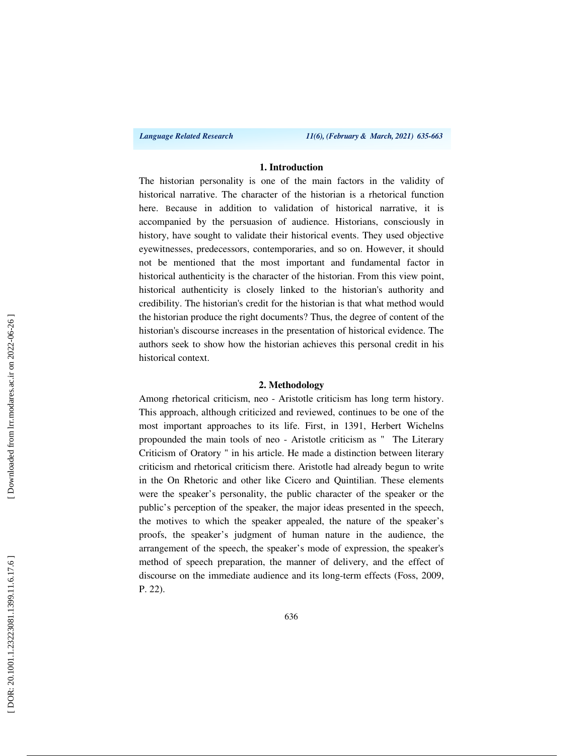## 1. Introduction

The historian personality is one of the main factors in the validity of historical narrative. The character of the historian is a rhetorical function here. Because in addition to validation of historical narrative, it is accompanied by the persuasion of audience. Historians, consciously in history, have sought to validate their historical events. They used objective eyewitnesses, predecessors, contemporaries, and so on. However, it should not be mentioned that the most important and fundamental factor in historical authenticity is the character of the historian. From this view point, historical authenticity is closely linked to the historian's authority and credibility. The historian's credit for the historian is that what method would the historian produce the right documents? Thus, the degree of content of the historian's discourse increases in the presentation of historical evidence. The authors seek to show how the historian achieves this personal credit in his historical context.

## 2. Methodology

Among rhetorical criticism, neo - Aristotle criticism has long term history. This approach, although criticized and reviewed, continues to be one of the most important approaches to its life. First, in 1391, Herbert Wichelns propounded the main tools of neo - Aristotle criticism as " The Literary Criticism of Oratory " in his article. He made a distinction between literary criticism and rhetorical criticism there. Aristotle had already begun to write in the On Rhetoric and other like Cicero and Quintilian. These elements were the speaker's personality, the public character of the speaker or the public's perception of the speaker, the major ideas presented in the speech, the motives to which the speaker appealed, the nature of the speaker's proofs, the speaker's judgment of human nature in the audience, the arrangement of the speech, the speaker's mode of expression, the speaker's method of speech preparation, the manner of delivery, and the effect of discourse on the immediate audience and its long-term effects (Foss, 2009, P. 22).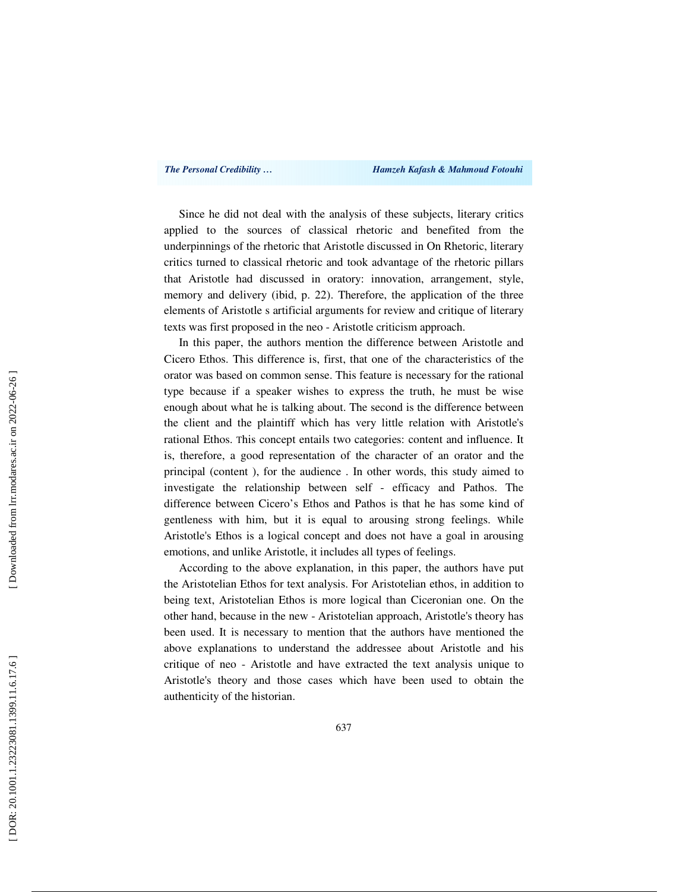Since he did not deal with the analysis of these subjects, literary critics applied to the sources of classical rhetoric and benefited from the underpinnings of the rhetoric that Aristotle discussed in On Rhetoric, literary critics turned to classical rhetoric and took advantage of the rhetoric pillars that Aristotle had discussed in oratory: innovation, arrangement, style, memory and delivery (ibid, p. 22). Therefore, the application of the three elements of Aristotle s artificial arguments for review and critique of literary texts was first proposed in the neo - Aristotle criticism approach.

In this paper, the authors mention the difference between Aristotle and Cicero Ethos. This difference is, first, that one of the characteristics of the orator was based on common sense. This feature is necessary for the rational type because if a speaker wishes to express the truth, he must be wise enough about what he is talking about. The second is the difference between the client and the plaintiff which has very little relation with Aristotle's rational Ethos. This concept entails two categories: content and influence. It is, therefore, a good representation of the character of an orator and the principal (content ), for the audience . In other words, this study aimed to investigate the relationship between self - efficacy and Pathos. The difference between Cicero's Ethos and Pathos is that he has some kind of gentleness with him, but it is equal to arousing strong feelings. While Aristotle's Ethos is a logical concept and does not have a goal in arousing emotions, and unlike Aristotle, it includes all types of feelings.

According to the above explanation, in this paper, the authors have put the Aristotelian Ethos for text analysis. For Aristotelian ethos, in addition to being text, Aristotelian Ethos is more logical than Ciceronian one. On the other hand, because in the new - Aristotelian approach, Aristotle's theory has been used. It is necessary to mention that the authors have mentioned the above explanations to understand the addressee about Aristotle and his critique of neo - Aristotle and have extracted the text analysis unique to Aristotle's theory and those cases which have been used to obtain the authenticity of the historian.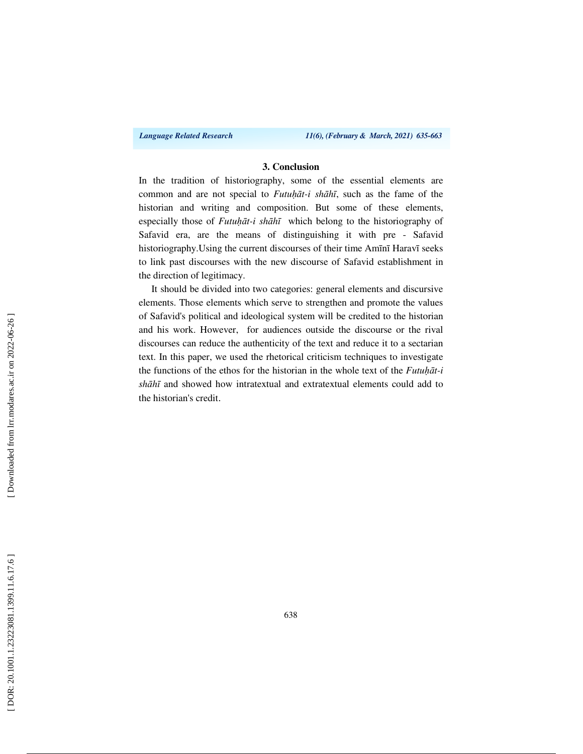### 3. Conclusion

In the tradition of historiography, some of the essential elements are common and are not special to *Futuḥāt-i shāhī*, such as the fame of the historian and writing and composition. But some of these elements, especially those of *Futuḥāt-i shāhī* which belong to the historiography of Safavid era, are the means of distinguishing it with pre - Safavid historiography.Using the current discourses of their time Amīnī Haravī seeks to link past discourses with the new discourse of Safavid establishment in the direction of legitimacy.

It should be divided into two categories: general elements and discursive elements. Those elements which serve to strengthen and promote the values of Safavid's political and ideological system will be credited to the historian and his work. However, for audiences outside the discourse or the rival discourses can reduce the authenticity of the text and reduce it to a sectarian text. In this paper, we used the rhetorical criticism techniques to investigate the functions of the ethos for the historian in the whole text of the *Futuḥāt-i shāhī* and showed how intratextual and extratextual elements could add to the historian's credit.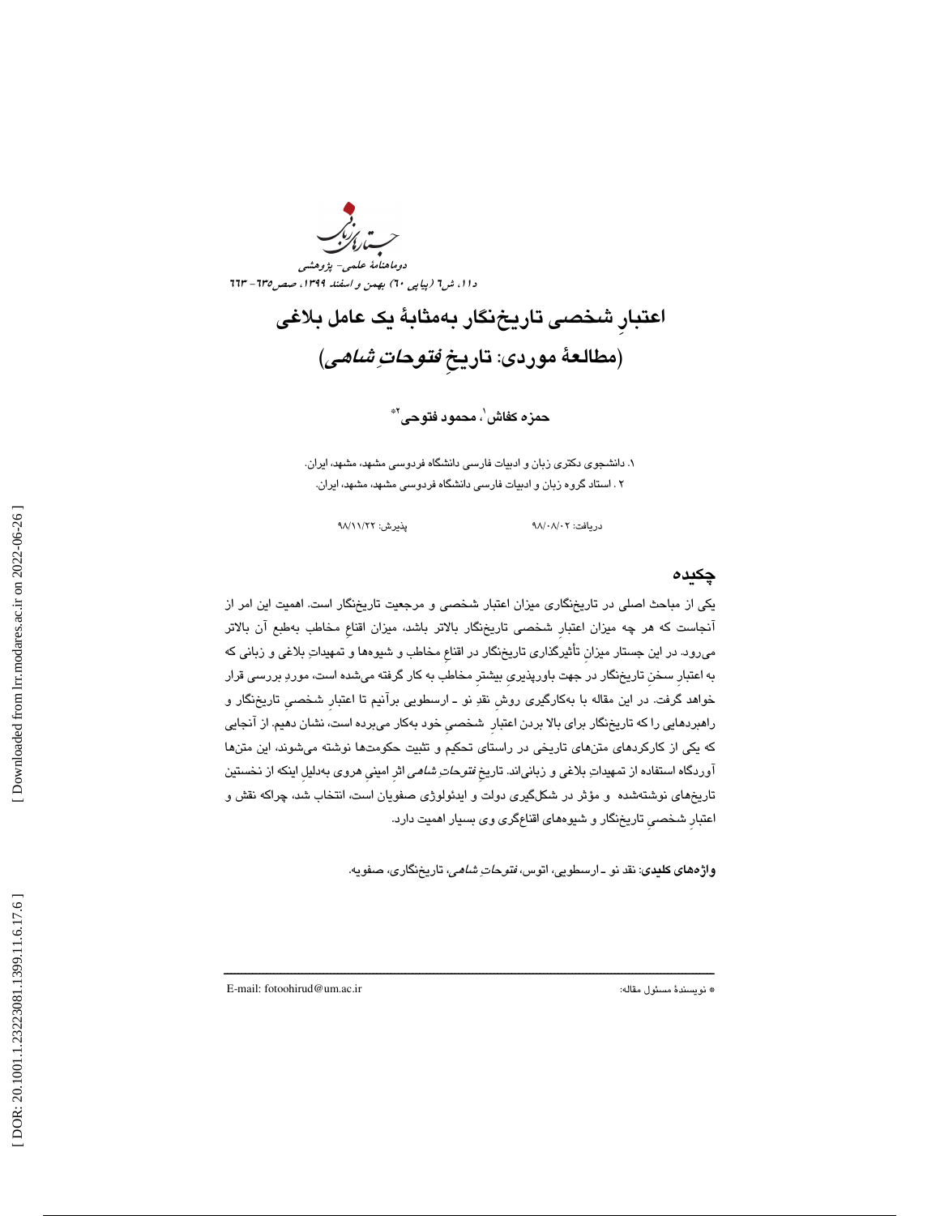# اعتبارِ شخصی تاریخ‌نگار به‌مثابهٔ یک عامل بلاغی

## (مطالعهٔ موردی: تاریخِ *فتوحاتِ شاهی*)

**حمزه کفاش[1]، محمود فتوحی[2]***

۱. دانشجوی دکتری زبان و ادبیات فارسی دانشگاه فردوسی مشهد، مشهد، ایران.

۲ . استاد گروه زبان و ادبیات فارسی دانشگاه فردوسی مشهد، مشهد، ایران.

دریافت: ۹۸/۰۸/۰۲ &nbsp;&nbsp;&nbsp;&nbsp;&nbsp;&nbsp;&nbsp; پذیرش: ۹۸/۱۱/۲۲

## چکیده

یکی از مباحث اصلی در تاریخ‌نگاری میزان اعتبار شخصی و مرجعیت تاریخ‌نگار است. اهمیت این امر از آنجاست که هر چه میزان اعتبارِ شخصی تاریخ‌نگار بالاتر باشد، میزان اقناعِ مخاطب به‌طبع آن بالاتر می‌رود. در این جستار میزانِ تأثیرگذاری تاریخ‌نگار در اقناعِ مخاطب و شیوه‌ها و تمهیداتِ بلاغی و زبانی که به اعتبارِ سخنِ تاریخ‌نگار در جهت باورپذیریِ بیشترِ مخاطب به کار گرفته می‌شده است، موردِ بررسی قرار خواهد گرفت. در این مقاله با به‌کارگیری روشِ نقدِ نو ـ ارسطویی برآنیم تا اعتبارِ شخصیِ تاریخ‌نگار و راهبردهایی را که تاریخ‌نگار برای بالا بردن اعتبارِ شخصیِ خود به‌کار می‌برده است، نشان دهیم. از آنجایی که یکی از کارکردهای متن‌های تاریخی در راستای تحکیم و تثبیت حکومت‌ها نوشته می‌شوند، این متن‌ها آوردگاه استفاده از تمهیداتِ بلاغی و زبانی‌اند. تاریخِ *فتوحاتِ شاهی* اثرِ امینیِ هروی به‌دلیلِ اینکه از نخستین تاریخ‌های نوشته‌شده و مؤثر در شکل‌گیری دولت و ایدئولوژی صفویان است، انتخاب شد، چراکه نقش و اعتبارِ شخصیِ تاریخ‌نگار و شیوه‌های اقناع‌گری وی بسیار اهمیت دارد.

**واژه‌های کلیدی:** نقد نو ـ ارسطویی، اتوس، *فتوحاتِ شاهی*، تاریخ‌نگاری، صفویه.

---

* نویسندهٔ مسئول مقاله: E-mail: fotoohirud@um.ac.ir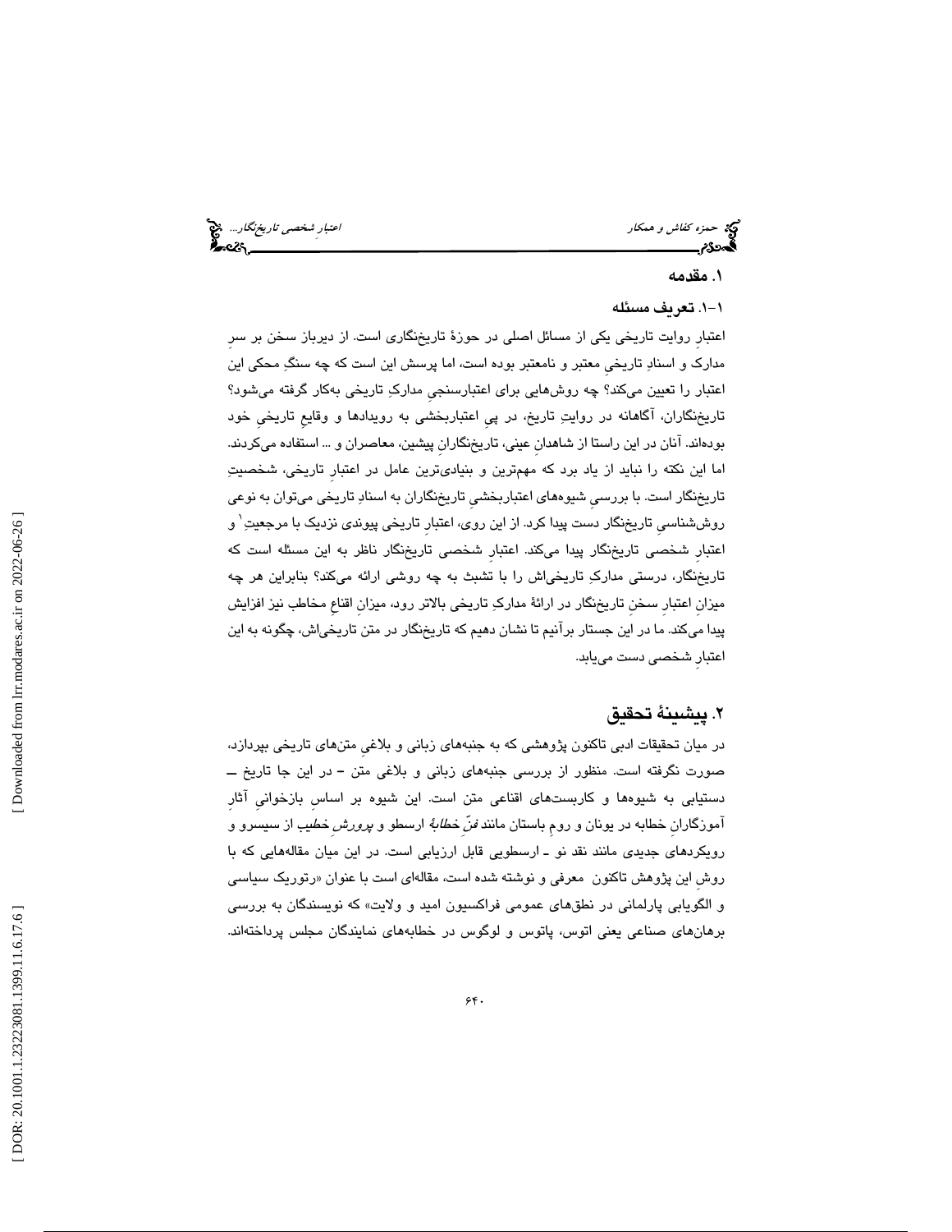## ۱. مقدمه

### ۱-۱. تعریف مسئله

اعتبارِ روایت تاریخی یکی از مسائل اصلی در حوزهٔ تاریخ‌نگاری است. از دیرباز سخن بر سرِ مدارک و اسنادِ تاریخیِ معتبر و نامعتبر بوده است، اما پرسش این است که چه سنگِ محکی این اعتبار را تعیین می‌کند؟ چه روش‌هایی برای اعتبارسنجیِ مدارکِ تاریخی به‌کار گرفته می‌شود؟ تاریخ‌نگاران، آگاهانه در روایتِ تاریخ، در پیِ اعتباربخشی به رویدادها و وقایعِ تاریخیِ خود بوده‌اند. آنان در این راستا از شاهدانِ عینی، تاریخ‌نگارانِ پیشین، معاصران و ... استفاده می‌کردند. اما این نکته را نباید از یاد برد که مهم‌ترین و بنیادی‌ترین عامل در اعتبارِ تاریخی، شخصیتِ تاریخ‌نگار است. با بررسیِ شیوه‌های اعتباربخشیِ تاریخ‌نگاران به اسنادِ تاریخی می‌توان به نوعی روش‌شناسیِ تاریخ‌نگار دست پیدا کرد. از این روی، اعتبارِ تاریخی پیوندی نزدیک با مرجعیتِ[1] و اعتبارِ شخصی تاریخ‌نگار پیدا می‌کند. اعتبارِ شخصی تاریخ‌نگار ناظر به این مسئله است که تاریخ‌نگار، درستی مدارکِ تاریخی‌اش را با تشبث به چه روشی ارائه می‌کند؟ بنابراین هر چه میزانِ اعتبارِ سخنِ تاریخ‌نگار در ارائهٔ مدارکِ تاریخی بالاتر رود، میزانِ اقناعِ مخاطب نیز افزایش پیدا می‌کند. ما در این جستار برآنیم تا نشان دهیم که تاریخ‌نگار در متن تاریخی‌اش، چگونه به این اعتبارِ شخصی دست می‌یابد.

## ۲. پیشینهٔ تحقیق

در میان تحقیقات ادبی تاکنون پژوهشی که به جنبه‌های زبانی و بلاغیِ متن‌های تاریخی بپردازد، صورت نگرفته است. منظور از بررسی جنبه‌های زبانی و بلاغی متن – در این جا تاریخ – دستیابی به شیوه‌ها و کاربست‌های اقناعی متن است. این شیوه بر اساسِ بازخوانیِ آثارِ آموزگارانِ خطابه در یونان و رومِ باستان مانند *فنِّ خطابهٔ* ارسطو و *پرورشِ خطیبِ* از سیسرو و رویکردهای جدیدی مانند نقد نو ـ ارسطویی قابل ارزیابی است. در این میان مقاله‌هایی که با روشِ این پژوهش تاکنون معرفی و نوشته شده است، مقاله‌ای است با عنوان «رتوریک سیاسی و الگویابی پارلمانی در نطق‌های عمومی فراکسیون امید و ولایت» که نویسندگان به بررسی برهان‌های صناعی یعنی اتوس، پاتوس و لوگوس در خطابه‌های نمایندگان مجلس پرداخته‌اند.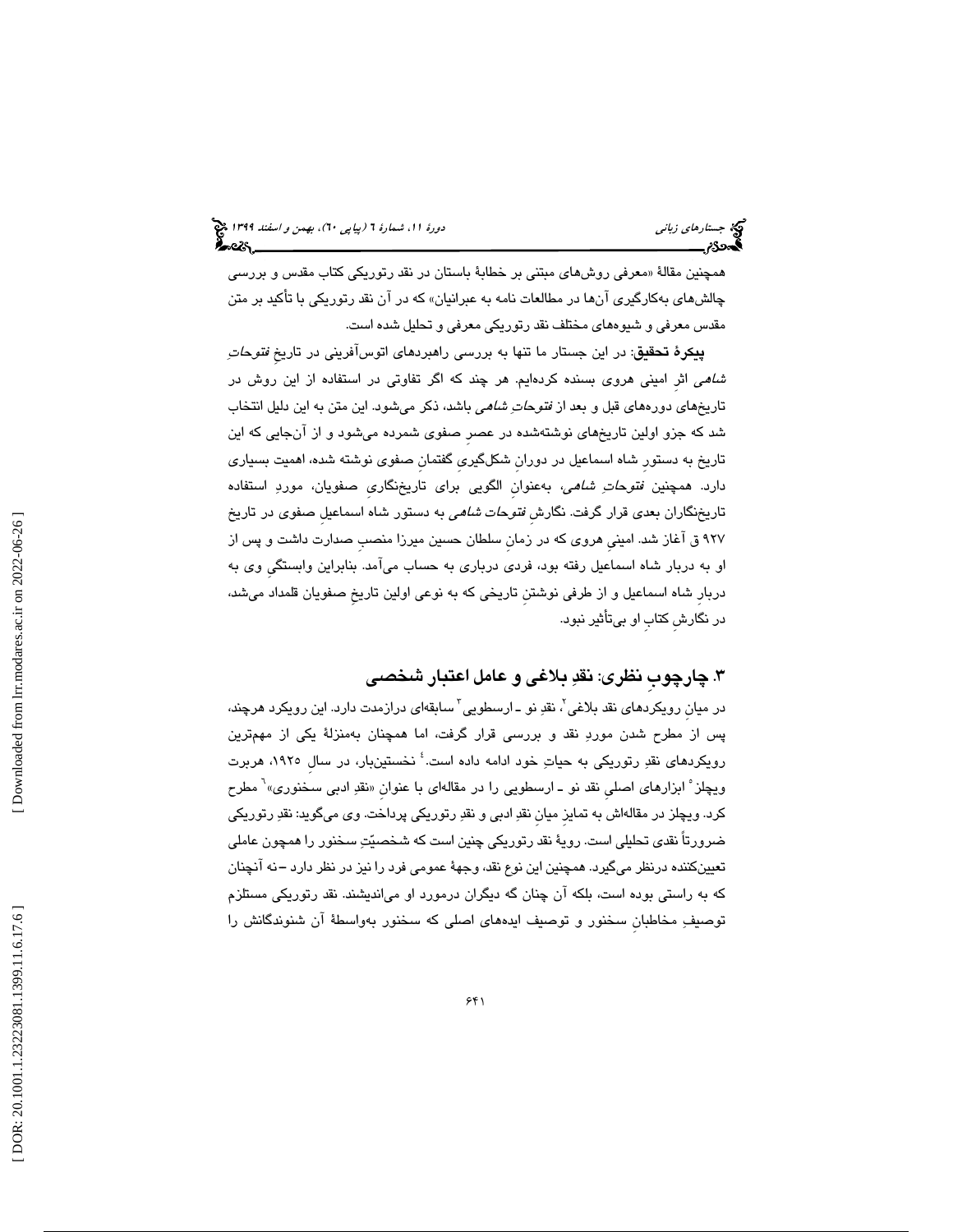همچنین مقالهٔ «معرفی روش‌های مبتنی بر خطابهٔ باستان در نقد رتوریکی کتاب مقدس و بررسی چالش‌های به‌کارگیری آن‌ها در مطالعات نامه به عبرانیان» که در آن نقد رتوریکی با تأکید بر متن مقدس معرفی و شیوه‌های مختلف نقد رتوریکی معرفی و تحلیل شده است.

**پیکرهٔ تحقیق**: در این جستار ما تنها به بررسی راهبردهای اتوس‌آفرینی در تاریخ *فتوحاتِ شاهی* اثرِ امینی هروی بسنده کرده‌ایم. هر چند که اگر تفاوتی در استفاده از این روش در تاریخ‌های دوره‌های قبل و بعد از *فتوحاتِ شاهی* باشد، ذکر می‌شود. این متن به این دلیل انتخاب شد که جزو اولین تاریخ‌های نوشته‌شده در عصرِ صفوی شمرده می‌شود و از آن‌جایی که این تاریخ به دستورِ شاه اسماعیل در دورانِ شکل‌گیریِ گفتمانِ صفوی نوشته شده، اهمیت بسیاری دارد. همچنین *فتوحاتِ شاهی*، به‌عنوانِ الگویی برای تاریخ‌نگاریِ صفویان، موردِ استفاده تاریخ‌نگاران بعدی قرار گرفت. نگارشِ *فتوحات شاهی* به دستور شاه اسماعیلِ صفوی در تاریخ ۹۲۷ ق آغاز شد. امینیِ هروی که در زمانِ سلطان حسین میرزا منصب صدارت داشت و پس از او به دربار شاه اسماعیل رفته بود، فردی درباری به حساب می‌آمد. بنابراین وابستگیِ وی به دربارِ شاه اسماعیل و از طرفی نوشتنِ تاریخی که به نوعی اولین تاریخِ صفویان قلمداد می‌شد، در نگارشِ کتابِ او بی‌تأثیر نبود.

## ۳. چارچوبِ نظری: نقدِ بلاغی و عامل اعتبار شخصی

در میانِ رویکردهای نقد بلاغی[۲]، نقدِ نو ـ ارسطویی[۳] سابقه‌ای درازمدت دارد. این رویکرد هرچند، پس از مطرح شدن موردِ نقد و بررسی قرار گرفت، اما همچنان به‌منزلهٔ یکی از مهم‌ترین رویکردهای نقدِ رتوریکی به حیاتِ خود ادامه داده است.[۴] نخستین‌بار، در سالِ ۱۹۲۵، هربرت ویچلز[۵] ابزارهای اصلیِ نقد نو ـ ارسطویی را در مقاله‌ای با عنوانِ «نقدِ ادبی سخنوری»[۶] مطرح کرد. ویچلز در مقاله‌اش به تمایزِ میانِ نقدِ ادبی و نقدِ رتوریکی پرداخت. وی می‌گوید: نقدِ رتوریکی ضرورتاً نقدی تحلیلی است. رویهٔ نقد رتوریکی چنین است که شخصیّتِ سخنور را همچون عاملی تعیین‌کننده درنظر می‌گیرد. همچنین این نوع نقد، وجههٔ عمومی فرد را نیز در نظر دارد – نه آنچنان که به راستی بوده است، بلکه آن چنان گه دیگران درمورد او می‌اندیشند. نقد رتوریکی مستلزم توصیفِ مخاطبانِ سخنور و توصیف ایده‌های اصلی که سخنور به‌واسطهٔ آن شنوندگانش را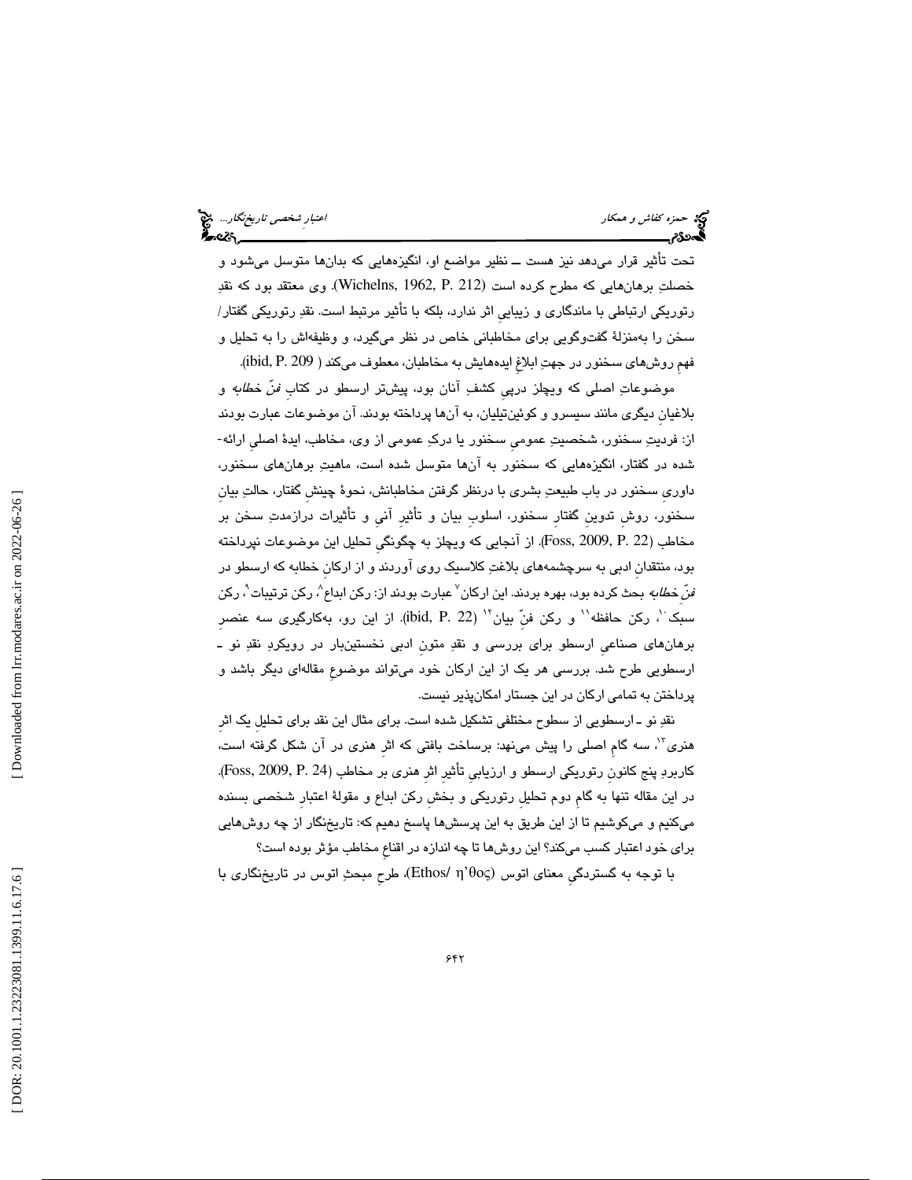تحت تأثیر قرار می‌دهد نیز هست ــ نظیر مواضع او، انگیزه‌هایی که بدان‌ها متوسل می‌شود و خصلتِ برهان‌هایی که مطرح کرده است (Wichelns, 1962, P. 212). وی معتقد بود که نقدِ رتوریکی ارتباطی با ماندگاری و زیبایی اثر ندارد، بلکه با تأثیر مرتبط است. نقدِ رتوریکی گفتار/ سخن را به‌منزلهٔ گفت‌وگویی برای مخاطبانی خاص در نظر می‌گیرد، و وظیفه‌اش را به تحلیل و فهمِ روش‌های سخنور در جهتِ ابلاغِ ایده‌هایش به مخاطبان، معطوف می‌کند (ibid, P. 209).

موضوعاتِ اصلی که ویچلز درپیِ کشفِ آنان بود، پیش‌تر ارسطو در کتابِ *فنّ خطابه* و بلاغیانِ دیگری مانند سیسرو و کوئین‌تیلیان، به آن‌ها پرداخته بودند. آن موضوعات عبارت بودند از: فردیتِ سخنور، شخصیتِ عمومیِ سخنور یا درکِ عمومی از وی، مخاطب، ایدهٔ اصلیِ ارائه‌شده در گفتار، انگیزه‌هایی که سخنور به آن‌ها متوسل شده است، ماهیتِ برهان‌های سخنور، داوریِ سخنور در بابِ طبیعتِ بشری با درنظر گرفتنِ مخاطبانش، نحوهٔ چینشِ گفتار، حالتِ بیانِ سخنور، روشِ تدوینِ گفتارِ سخنور، اسلوبِ بیان و تأثیرِ آنی و تأثیراتِ درازمدتِ سخن بر مخاطب (Foss, 2009, P. 22). از آنجایی که ویچلز به چگونگیِ تحلیل این موضوعات نپرداخته بود، منتقدانِ ادبی به سرچشمه‌های بلاغتِ کلاسیک روی آوردند و از ارکانِ خطابه که ارسطو در *فنّ خطابه* بحث کرده بود، بهره بردند. این ارکان[7] عبارت بودند از: رکن ابداع[8]، رکن ترتیبات[9]، رکن سبک[10]، رکن حافظه[11] و رکن فنّ بیان[12] (ibid, P. 22). از این رو، به‌کارگیری سه عنصرِ برهان‌های صناعیِ ارسطو برای بررسی و نقدِ متونِ ادبی نخستین‌بار در رویکردِ نقدِ نو ـ ارسطویی طرح شد. بررسی هر یک از این ارکان خود می‌تواند موضوعِ مقاله‌ای دیگر باشد و پرداختن به تمامی ارکان در این جستار امکان‌پذیر نیست.

نقدِ نو ـ ارسطویی از سطوح مختلفی تشکیل شده است. برای مثال این نقد برای تحلیلِ یک اثرِ هنری[13]، سه گامِ اصلی را پیش می‌نهد: برساخت بافتی که اثرِ هنری در آن شکل گرفته است، کاربردِ پنج کانونِ رتوریکی ارسطو و ارزیابیِ تأثیرِ اثرِ هنری بر مخاطب (Foss, 2009, P. 24). در این مقاله تنها به گامِ دوم تحلیلِ رتوریکی و بخشِ رکن ابداع و مقولهٔ اعتبارِ شخصی بسنده می‌کنیم و می‌کوشیم تا از این طریق به این پرسش‌ها پاسخ دهیم که: تاریخ‌نگار از چه روش‌هایی برای خود اعتبار کسب می‌کند؟ این روش‌ها تا چه اندازه در اقناعِ مخاطب مؤثر بوده است؟

با توجه به گستردگیِ معنای اتوس (Ethos/ η'θος)، طرحِ مبحثِ اتوس در تاریخ‌نگاری با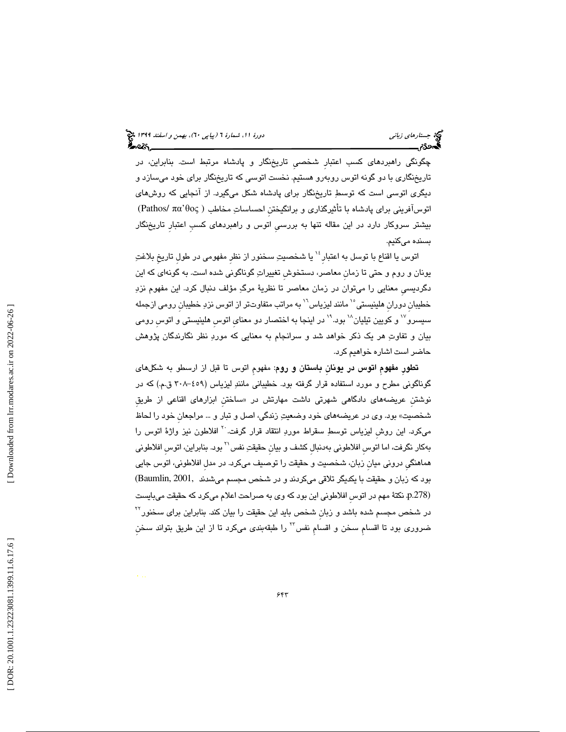چگونگی راهبردهای کسب اعتبارِ شخصیِ تاریخ‌نگار و پادشاه مرتبط است. بنابراین، در تاریخ‌نگاری با دو گونه اتوس روبه‌رو هستیم. نخست اتوسی که تاریخ‌نگار برای خود می‌سازد و دیگری اتوسی است که توسطِ تاریخ‌نگار برای پادشاه شکل می‌گیرد. از آنجایی که روش‌های اتوس‌آفرینی برای پادشاه با تأثیرگذاری و برانگیختنِ احساساتِ مخاطب (Pathos/ πα'θος) بیشتر سروکار دارد در این مقاله تنها به بررسیِ اتوس و راهبردهای کسبِ اعتبارِ تاریخ‌نگار بسنده می‌کنیم.

اتوس یا اقناع با توسل به اعتبار[14] یا شخصیتِ سخنور از نظرِ مفهومی در طولِ تاریخِ بلاغتِ یونان و روم و حتی تا زمانِ معاصر، دستخوشِ تغییراتِ گوناگونی شده است. به گونه‌ای که این دگردیسیِ معنایی را می‌توان در زمان معاصر تا نظریهٔ مرگِ مؤلف دنبال کرد. این مفهوم نزدِ خطیبانِ دورانِ هلینیستی[15] مانند لیزیاس[16] به مراتب متفاوت‌تر از اتوس نزدِ خطیبانِ رومی ازجمله سیسرو[17] و کویین تیلیان[18] بود.[19] در اینجا به اختصار دو معنای اتوسِ هلینیستی و اتوسِ رومی بیان و تفاوتِ هر یک ذکر خواهد شد و سرانجام به معنایی که موردِ نظر نگارندگان پژوهش حاضر است اشاره خواهیم کرد.

**تطورِ مفهومِ اتوس در یونانِ باستان و روم:** مفهومِ اتوس تا قبل از ارسطو به شکل‌های گوناگونی مطرح و مورد استفاده قرار گرفته بود. خطیبانی مانندِ لیزیاس (۴۵۹–۳۰۸ ق.م.) که در نوشتنِ عریضه‌های دادگاهی شهرتی داشت مهارتش در «ساختنِ ابزارهای اقناعی از طریقِ شخصیت» بود. وی در عریضه‌های خود وضعیتِ زندگی، اصل و تبار و ... مراجعانِ خود را لحاظ می‌کرد. این روشِ لیزیاس توسطِ سقراط موردِ انتقاد قرار گرفت.[20] افلاطون نیز واژهٔ اتوس را به‌کار نگرفت، اما اتوسِ افلاطونی به‌دنبالِ کشف و بیانِ حقیقتِ نفس[21] بود. بنابراین، اتوسِ افلاطونی هماهنگیِ درونی میانِ زبان، شخصیت و حقیقت را توصیف می‌کرد. در مدلِ افلاطونی، اتوس جایی بود که زبان و حقیقت با یکدیگر تلاقی می‌کردند و در شخص مجسم می‌شدند (Baumlin, 2001, p.278). نکتهٔ مهم در اتوسِ افلاطونی این بود که وی به صراحت اعلام می‌کرد که حقیقت می‌بایست در شخص مجسم شده باشد و زبانِ شخص باید این حقیقت را بیان کند. بنابراین برای سخنور[22] ضروری بود تا اقسامِ سخن و اقسامِ نفس[23] را طبقه‌بندی می‌کرد تا از این طریق بتواند سخنِ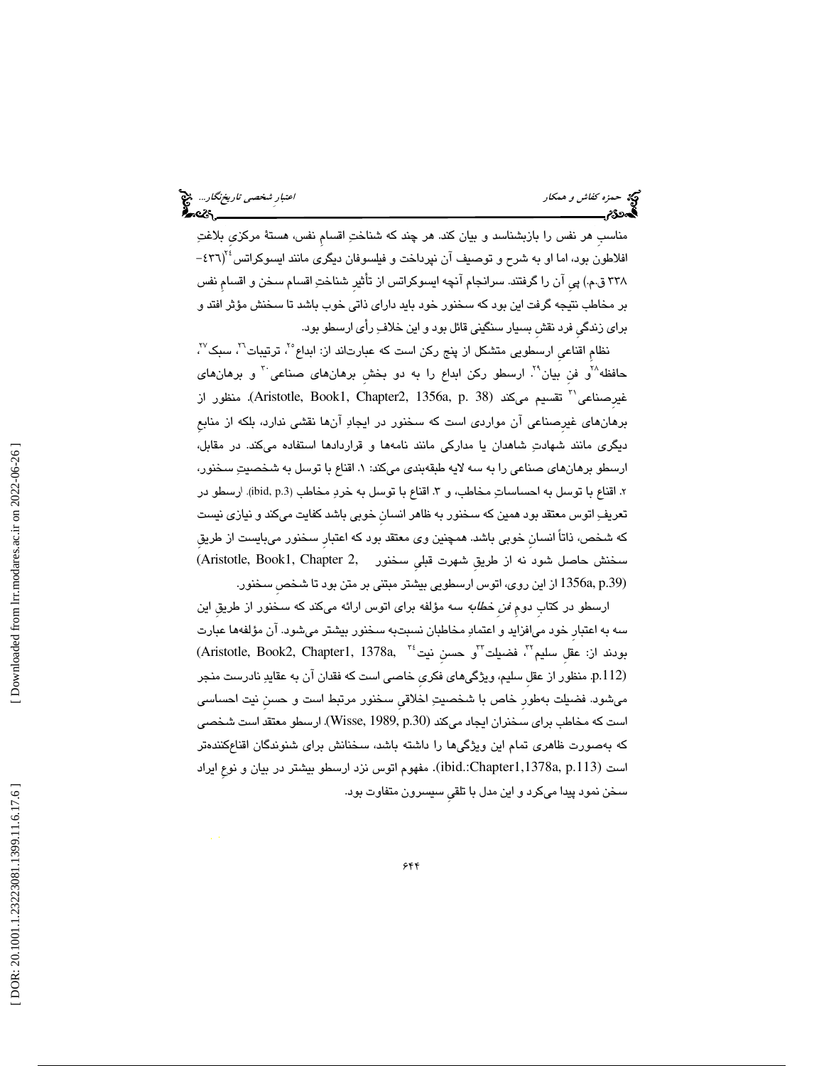مناسبِ هر نفس را بازبشناسد و بیان کند. هر چند که شناختِ اقسامِ نفس، هستهٔ مرکزیِ بلاغتِ افلاطون بود، اما او به شرح و توصیف آن نپرداخت و فیلسوفان دیگری مانند ایسوکراتس[۲۴](۴۳۶–۳۳۸ ق.م.) پیِ آن را گرفتند. سرانجام آنچه ایسوکراتس از تأثیرِ شناختِ اقسام سخن و اقسامِ نفس بر مخاطب نتیجه گرفت این بود که سخنور خود باید دارای ذاتی خوب باشد تا سخنش مؤثر افتد و برای زندگیِ فرد نقشِ بسیار سنگینی قائل بود و این خلافِ رأی ارسطو بود.

نظامِ اقناعیِ ارسطویی متشکل از پنج رکن است که عبارت‌اند از: ابداع[۲۵]، ترتیبات[۲۶]، سبک[۲۷]، حافظه[۲۸]و فنِ بیان[۲۹]. ارسطو رکن ابداع را به دو بخشِ برهان‌های صناعی[۳۰] و برهان‌های غیرصناعی[۳۱] تقسیم می‌کند (Aristotle, Book1, Chapter2, 1356a, p. 38). منظور از برهان‌های غیرِصناعی آن مواردی است که سخنور در ایجادِ آن‌ها نقشی ندارد، بلکه از منابعِ دیگری مانند شهادتِ شاهدان یا مدارکی مانند نامه‌ها و قراردادها استفاده می‌کند. در مقابل، ارسطو برهان‌های صناعی را به سه لایه طبقه‌بندی می‌کند: ۱. اقناع با توسل به شخصیتِ سخنور، ۲. اقناع با توسل به احساساتِ مخاطب، و ۳. اقناع با توسل به خردِ مخاطب (ibid, p.3). ارسطو در تعریفِ اتوس معتقد بود همین که سخنور به ظاهر انسانِ خوبی باشد کفایت می‌کند و نیازی نیست که شخص، ذاتاً انسانِ خوبی باشد. همچنین وی معتقد بود که اعتبارِ سخنور می‌بایست از طریقِ سخنش حاصل شود نه از طریقِ شهرت قبلیِ سخنور (Aristotle, Book1, Chapter 2, 1356a, p.39) از این روی، اتوس ارسطویی بیشتر مبتنی بر متن بود تا شخصِ سخنور.

ارسطو در کتابِ دومِ *فنِ خطابه* سه مؤلفه برای اتوس ارائه می‌کند که سخنور از طریقِ این سه به اعتبارِ خود می‌افزاید و اعتمادِ مخاطبان نسبت‌به سخنور بیشتر می‌شود. آن مؤلفه‌ها عبارت بودند از: عقلِ سلیم[۳۲]، فضیلت[۳۳]و حسنِ نیت[۳۴] (Aristotle, Book2, Chapter1, 1378a, p.112). منظور از عقلِ سلیم، ویژگی‌های فکریِ خاصی است که فقدان آن به عقایدِ نادرست منجر می‌شود. فضیلت به‌طورِ خاص با شخصیتِ اخلاقیِ سخنور مرتبط است و حسنِ نیت احساسی است که مخاطب برای سخنران ایجاد می‌کند (Wisse, 1989, p.30). ارسطو معتقد است شخصی که به‌صورت ظاهری تمام این ویژگی‌ها را داشته باشد، سخنانش برای شنوندگان اقناع‌کننده‌تر است (ibid.:Chapter1,1378a, p.113). مفهوم اتوس نزد ارسطو بیشتر در بیان و نوعِ ایراد سخن نمود پیدا می‌کرد و این مدل با تلقیِ سیسرون متفاوت بود.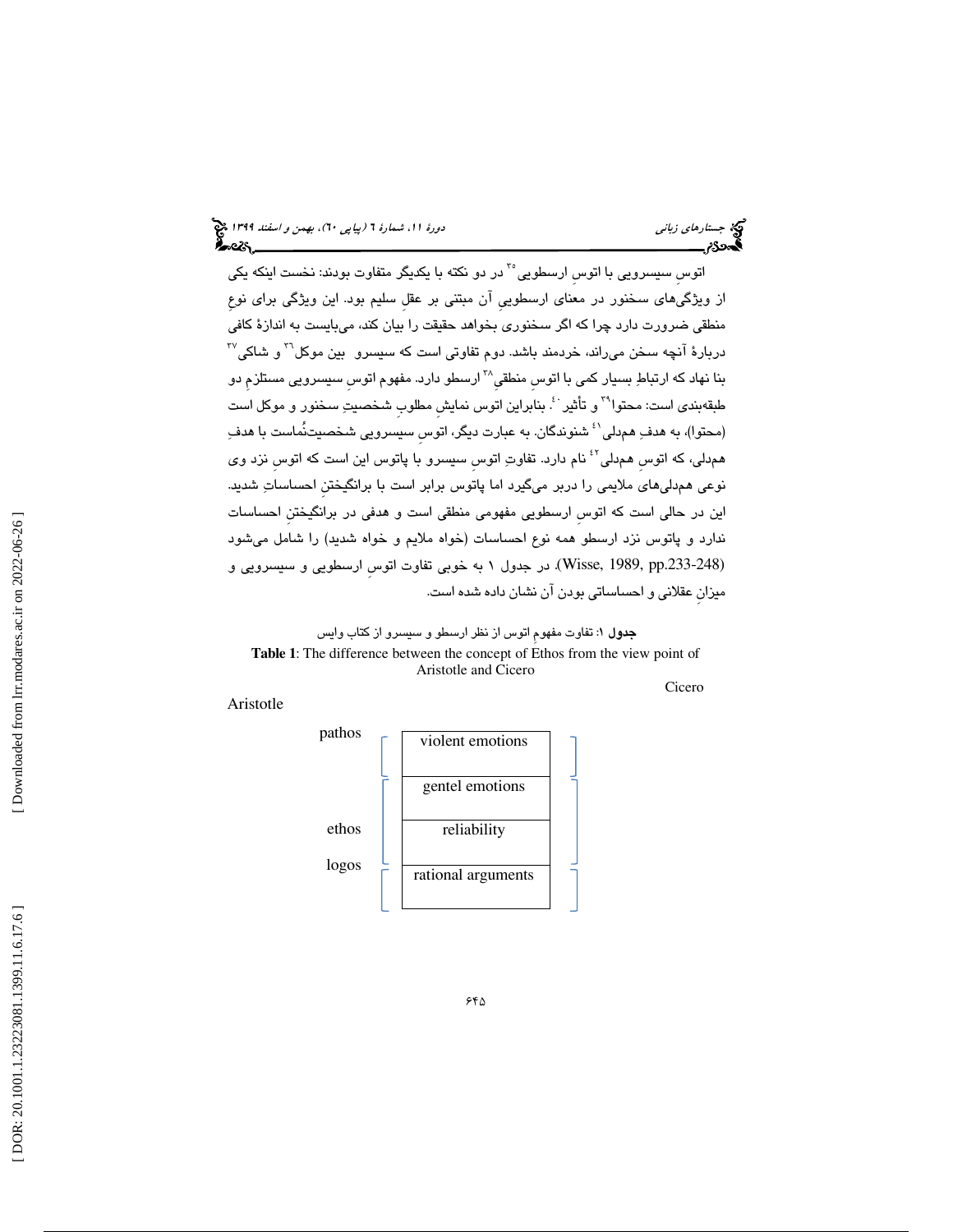اتوسِ سیسرویی با اتوسِ ارسطویی[35] در دو نکته با یکدیگر متفاوت بودند: نخست اینکه یکی از ویژگی‌های سخنور در معنای ارسطوییِ آن مبتنی بر عقلِ سلیم بود. این ویژگی برای نوعِ منطقی ضرورت دارد چرا که اگر سخنوری بخواهد حقیقت را بیان کند، می‌بایست به اندازهٔ کافی دربارهٔ آنچه سخن می‌راند، خردمند باشد. دوم تفاوتی است که سیسرو بین موکل[36] و شاکی[37] بنا نهاد که ارتباطِ بسیار کمی با اتوسِ منطقیِ[38] ارسطو دارد. مفهوم اتوسِ سیسرویی مستلزمِ دو طبقه‌بندی است: محتوا[39] و تأثیر[40]. بنابراین اتوس نمایشِ مطلوبِ شخصیتِ سخنور و موکل است (محتوا)، به هدفِ همدلی[41] شنوندگان. به عبارت دیگر، اتوسِ سیسرویی شخصیت‌نُماست با هدفِ همدلی، که اتوسِ همدلی[42] نام دارد. تفاوتِ اتوسِ سیسرو با پاتوس این است که اتوسِ نزد وی نوعی همدلی‌های ملایمی را دربر می‌گیرد اما پاتوس برابر است با برانگیختنِ احساساتِ شدید. این در حالی است که اتوسِ ارسطویی مفهومی منطقی است و هدفی در برانگیختنِ احساسات ندارد و پاتوس نزد ارسطو همه نوع احساسات (خواه ملایم و خواه شدید) را شامل می‌شود (Wisse, 1989, pp.233-248). در جدول ۱ به خوبی تفاوت اتوسِ ارسطویی و سیسرویی و میزانِ عقلانی و احساساتی بودن آن نشان داده شده است.

**جدول ۱**: تفاوت مفهومِ اتوس از نظر ارسطو و سیسرو از کتاب وایس

**Table 1**: The difference between the concept of Ethos from the view point of Aristotle and Cicero

| Aristotle | | Cicero |
|---|---|---|
| pathos | violent emotions | pathos |
| ethos | gentel emotions | ethos |
| ethos | reliability | ethos |
| logos | rational arguments | logos |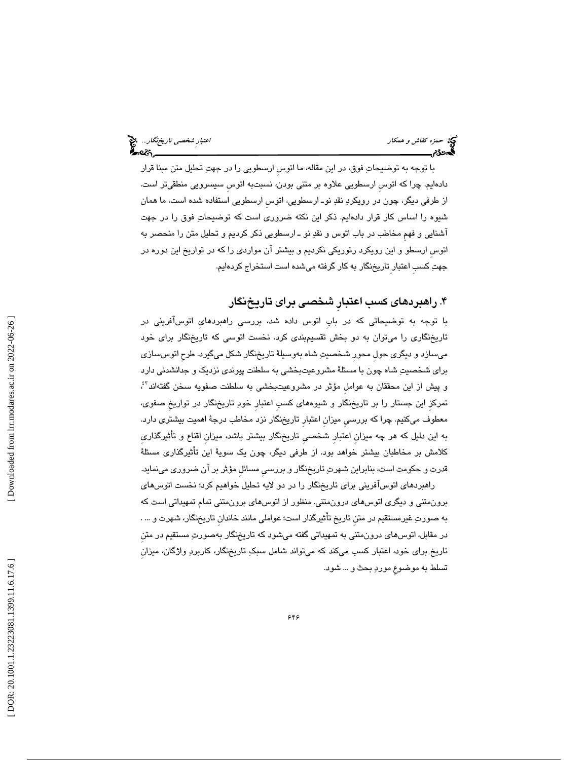با توجه به توضیحاتِ فوق، در این مقاله، ما اتوسِ ارسطویی را در جهتِ تحلیل متن مبنا قرار داده‌ایم. چرا که اتوسِ ارسطویی علاوه بر متنی بودن، نسبت‌به اتوسِ سیسرویی منطقی‌تر است. از طرفی دیگر، چون در رویکردِ نقدِ نوـ ارسطویی، اتوسِ ارسطویی استفاده شده است، ما همان شیوه را اساس کار قرار داده‌ایم. ذکر این نکته ضروری است که توضیحاتِ فوق را در جهت آشنایی و فهمِ مخاطب در باب اتوس و نقدِ نو ـ ارسطویی ذکر کردیم و تحلیل متن را منحصر به اتوسِ ارسطو و این رویکرد رتوریکی نکردیم و بیشتر آن مواردی را که در تواریخ این دوره در جهتِ کسبِ اعتبارِ تاریخ‌نگار به کار گرفته می‌شده است استخراج کرده‌ایم.

## ۴. راهبردهای کسب اعتبارِ شخصی برای تاریخ‌نگار

با توجه به توضیحاتی که در بابِ اتوس داده شد، بررسیِ راهبردهایِ اتوس‌آفرینی در تاریخ‌نگاری را می‌توان به دو بخش تقسیم‌بندی کرد. نخست اتوسی که تاریخ‌نگار برای خود می‌سازد و دیگری حولِ محورِ شخصیتِ شاه به‌وسیلهٔ تاریخ‌نگار شکل می‌گیرد. طرحِ اتوس‌سازی برای شخصیتِ شاه چون با مسئلهٔ مشروعیت‌بخشی به سلطنت پیوندی نزدیک و جدانشدنی دارد و پیش از این محققان به عواملِ مؤثر در مشروعیت‌بخشی به سلطنت صفویه سخن گفته‌اند[۴۳]، تمرکزِ این جستار را بر تاریخ‌نگار و شیوه‌های کسبِ اعتبارِ خودِ تاریخ‌نگار در تواریخِ صفوی، معطوف می‌کنیم. چرا که بررسیِ میزانِ اعتبارِ تاریخ‌نگار نزد مخاطب درجهٔ اهمیت بیشتری دارد. به این دلیل که هر چه میزانِ اعتبارِ شخصیِ تاریخ‌نگار بیشتر باشد، میزانِ اقناع و تأثیرگذاریِ کلامش بر مخاطبان بیشتر خواهد بود. از طرفی دیگر، چون یک سویهٔ این تأثیرگذاری مسئلهٔ قدرت و حکومت است، بنابراین شهرتِ تاریخ‌نگار و بررسیِ مسائلِ مؤثر بر آن ضروری می‌نماید.

راهبردهای اتوس‌آفرینی برای تاریخ‌نگار را در دو لایه تحلیل خواهیم کرد؛ نخست اتوس‌های برون‌متنی و دیگری اتوس‌های درون‌متنی. منظور از اتوس‌های برون‌متنی تمام تمهیداتی است که به صورتِ غیرمستقیم در متنِ تاریخ تأثیرگذار است؛ عواملی مانند خاندانِ تاریخ‌نگار، شهرت و ... . در مقابل، اتوس‌های درون‌متنی به تمهیداتی گفته می‌شود که تاریخ‌نگار به‌صورتِ مستقیم در متنِ تاریخ برای خود، اعتبار کسب می‌کند که می‌تواند شامل سبکِ تاریخ‌نگار، کاربردِ واژگان، میزانِ تسلط به موضوعِ موردِ بحث و ... شود.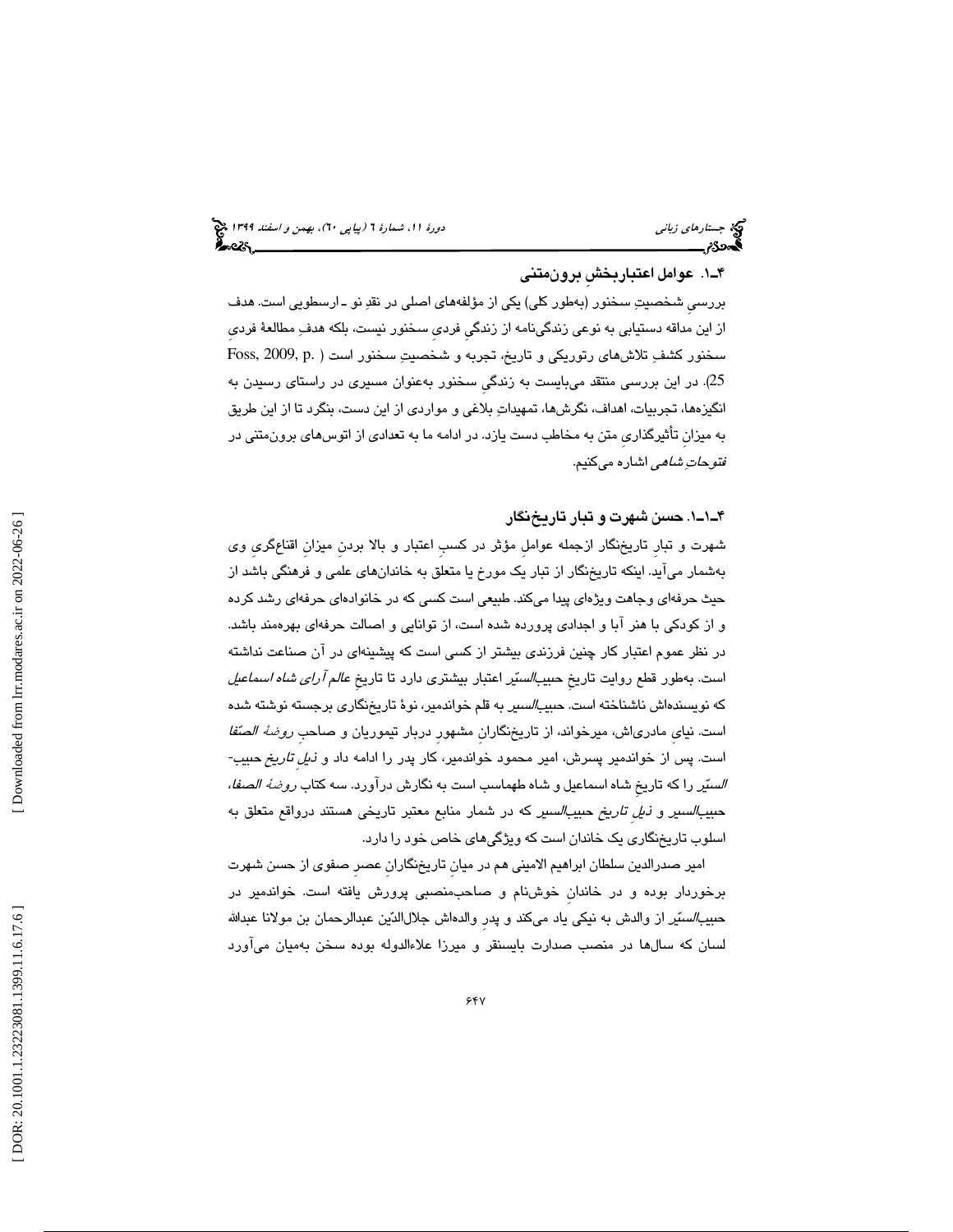### ۴ـ۱. عوامل اعتباربخشِ برون‌متنی

بررسیِ شخصیتِ سخنور (به‌طور کلی) یکی از مؤلفه‌های اصلی در نقدِ نو ـ ارسطویی است. هدف از این مداقه دستیابی به نوعی زندگی‌نامه از زندگیِ فردیِ سخنور نیست، بلکه هدفِ مطالعهٔ فردیِ سخنور کشفِ تلاش‌های رتوریکی و تاریخ، تجربه و شخصیتِ سخنور است (Foss, 2009, p. 25). در این بررسی منتقد می‌بایست به زندگیِ سخنور به‌عنوان مسیری در راستای رسیدن به انگیزه‌ها، تجربیات، اهداف، نگرش‌ها، تمهیداتِ بلاغی و مواردی از این دست، بنگرد تا از این طریق به میزانِ تأثیرگذاریِ متن به مخاطب دست یازد. در ادامه ما به تعدادی از اتوس‌های برون‌متنی در *فتوحاتِ شاهی* اشاره می‌کنیم.

#### ۴ـ۱ـ۱. حسن شهرت و تبار تاریخ‌نگار

شهرت و تبارِ تاریخ‌نگار ازجمله عواملِ مؤثر در کسبِ اعتبار و بالا بردنِ میزانِ اقناع‌گریِ وی به‌شمار می‌آید. اینکه تاریخ‌نگار از تبار یک مورخ یا متعلق به خاندان‌های علمی و فرهنگی باشد از حیث حرفه‌ای وجاهت ویژه‌ای پیدا می‌کند. طبیعی است کسی که در خانواده‌ای حرفه‌ای رشد کرده و از کودکی با هنر آبا و اجدادی پرورده شده است، از توانایی و اصالت حرفه‌ای بهره‌مند باشد. در نظر عموم اعتبار کار چنین فرزندی بیشتر از کسی است که پیشینه‌ای در آن صناعت نداشته است. به‌طور قطع روایت تاریخِ *حبیب‌السیّر* اعتبار بیشتری دارد تا تاریخِ *عالم‌آرای شاه اسماعیل* که نویسنده‌اش ناشناخته است. *حبیب‌السیر* به قلم خواندمیر، نوهٔ تاریخ‌نگاری برجسته نوشته شده است. نیایِ مادری‌اش، میرخواند، از تاریخ‌نگارانِ مشهورِ دربار تیموریان و صاحبِ *روضهٔ الصّفا* است. پس از خواندمیر پسرش، امیر محمود خواندمیر، کار پدر را ادامه داد و *ذیلِ تاریخ حبیب‌السّیر* را که تاریخ شاه اسماعیل و شاه طهماسب است به نگارش درآورد. سه کتاب *روضهٔ الصفا*، *حبیب‌السیر* و *ذیلِ تاریخ حبیب‌السیر* که در شمار منابع معتبر تاریخی هستند درواقع متعلق به اسلوب تاریخ‌نگاری یک خاندان است که ویژگی‌های خاص خود را دارد.

امیر صدرالدین سلطان ابراهیم الامینی هم در میانِ تاریخ‌نگارانِ عصرِ صفوی از حسن شهرت برخوردار بوده و در خاندانِ خوش‌نام و صاحب‌منصبی پرورش یافته است. خواندمیر در *حبیب‌السّیر* از والدش به نیکی یاد می‌کند و پدر والده‌اش جلال‌الدّین عبدالرحمان بن مولانا عبدالله لسان که سال‌ها در منصب صدارت بایسنقر و میرزا علاءالدوله بوده سخن به‌میان می‌آورد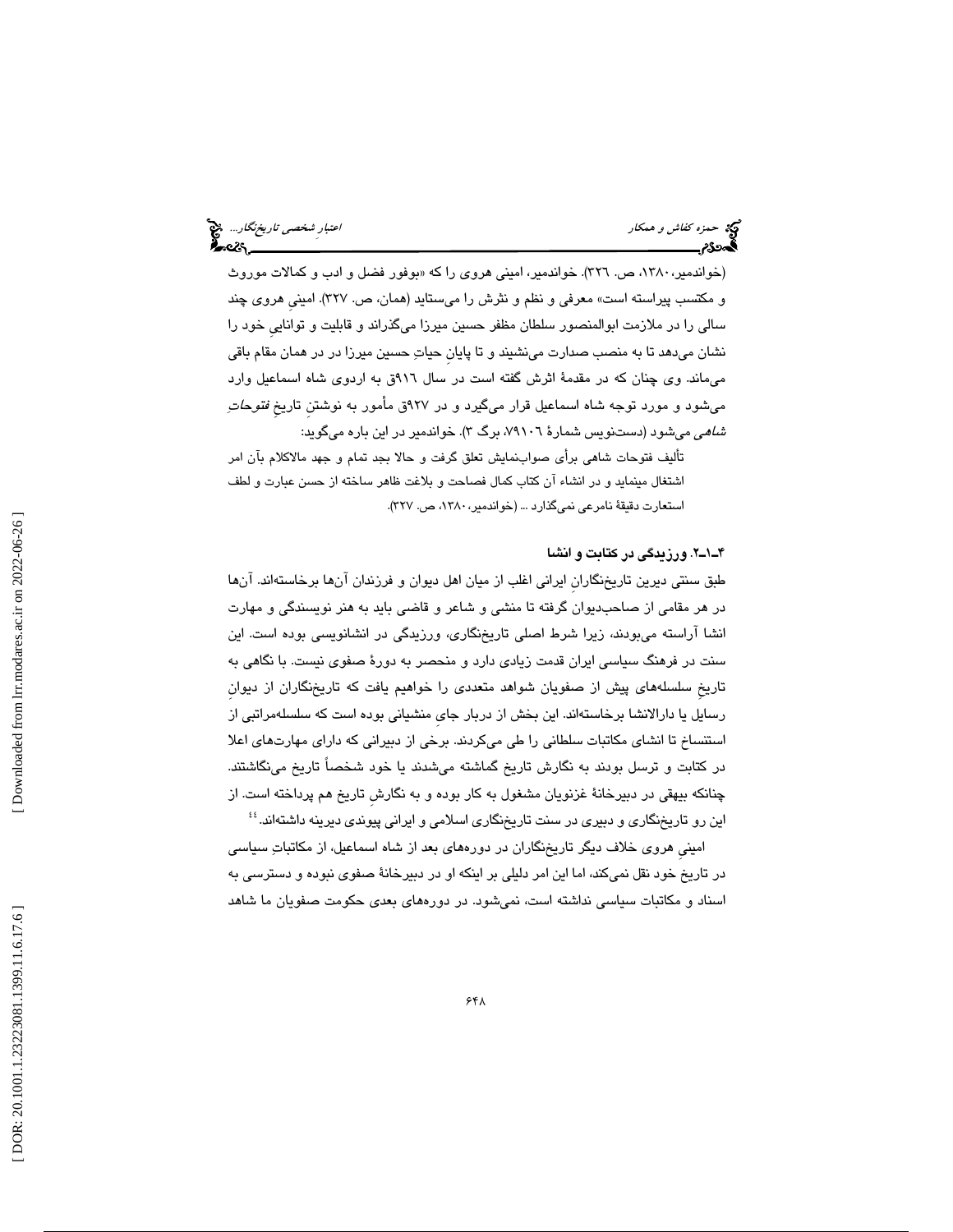(خواندمیر، ۱۳۸۰، ص. ۳۲۶). خواندمیر، امینی هروی را که «بوفور فضل و ادب و کمالات موروث و مکتسب پیراسته است» معرفی و نظم و نثرش را می‌ستاید (همان، ص. ۳۲۷). امینی هروی چند سالی را در ملازمت ابوالمنصور سلطان مظفر حسین میرزا می‌گذراند و قابلیت و توانایی خود را نشان می‌دهد تا به منصب صدارت می‌نشیند و تا پایانِ حیاتِ حسین میرزا در در همان مقام باقی می‌ماند. وی چنان که در مقدمۀ اثرش گفته است در سال ۹۱۶ق به اردوی شاه اسماعیل وارد می‌شود و مورد توجه شاه اسماعیل قرار می‌گیرد و در ۹۲۷ق مأمور به نوشتنِ تاریخِ *فتوحات شاهی* می‌شود (دست‌نویس شمارۀ ۷۹۱۰۶، برگ ۳). خواندمیر در این باره می‌گوید:

تألیف فتوحات شاهی برأی صواب‌نمایش تعلق گرفت و حالا بجد تمام و جهد مالاکلام بآن امر اشتغال مینماید و در انشاء آن کتاب کمال فصاحت و بلاغت ظاهر ساخته از حسن عبارت و لطف استعارت دقیقۀ نامرعی نمی‌گذارد ... (خواندمیر، ۱۳۸۰، ص. ۳۲۷).

#### ۴ـ۱ـ۲. ورزیدگی در کتابت و انشا

طبق سنتی دیرین تاریخ‌نگارانِ ایرانی اغلب از میان اهل دیوان و فرزندان آن‌ها برخاسته‌اند. آن‌ها در هر مقامی از صاحب‌دیوان گرفته تا منشی و شاعر و قاضی باید به هنر نویسندگی و مهارت انشا آراسته می‌بودند، زیرا شرط اصلی تاریخ‌نگاری، ورزیدگی در انشانویسی بوده است. این سنت در فرهنگ سیاسی ایران قدمت زیادی دارد و منحصر به دورۀ صفوی نیست. با نگاهی به تاریخِ سلسله‌های پیش از صفویان شواهد متعددی را خواهیم یافت که تاریخ‌نگاران از دیوانِ رسایل یا دارالانشا برخاسته‌اند. این بخش از دربار جایِ منشیانی بوده است که سلسله‌مراتبی از استنساخ تا انشای مکاتبات سلطانی را طی می‌کردند. برخی از دبیرانی که دارای مهارت‌های اعلا در کتابت و ترسل بودند به نگارش تاریخ گماشته می‌شدند یا خود شخصاً تاریخ می‌نگاشتند. چنانکه بیهقی در دبیرخانۀ غزنویان مشغول به کار بوده و به نگارشِ تاریخ هم پرداخته است. از این رو تاریخ‌نگاری و دبیری در سنت تاریخ‌نگاری اسلامی و ایرانی پیوندی دیرینه داشته‌اند.[۴۴]

امینیِ هروی خلاف دیگر تاریخ‌نگاران در دوره‌های بعد از شاه اسماعیل، از مکاتباتِ سیاسی در تاریخ خود نقل نمی‌کند، اما این امر دلیلی بر اینکه او در دبیرخانۀ صفوی نبوده و دسترسی به اسناد و مکاتبات سیاسی نداشته است، نمی‌شود. در دوره‌های بعدی حکومت صفویان ما شاهد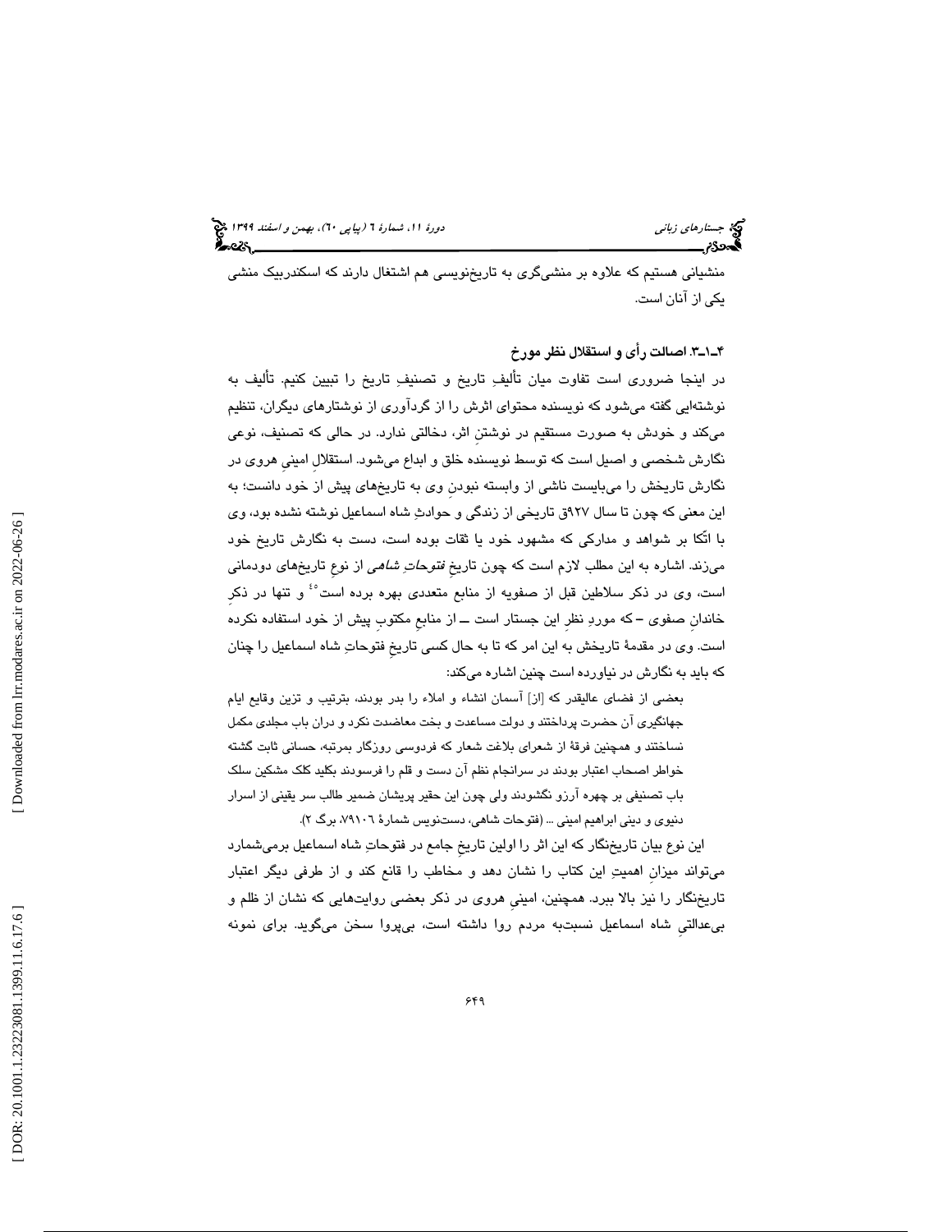منشیانی هستیم که علاوه بر منشی‌گری به تاریخ‌نویسی هم اشتغال دارند که اسکندربیک منشی یکی از آنان است.

### ۴ـ۱ـ۳. اصالت رأی و استقلال نظر مورخ

در اینجا ضروری است تفاوت میان تألیفِ تاریخ و تصنیفِ تاریخ را تبیین کنیم. تألیف به نوشته‌ایی گفته می‌شود که نویسنده محتوای اثرش را از گردآوری از نوشتارهای دیگران، تنظیم می‌کند و خودش به صورت مستقیم در نوشتنِ اثر، دخالتی ندارد. در حالی که تصنیف، نوعی نگارش شخصی و اصیل است که توسط نویسنده خلق و ابداع می‌شود. استقلالِ امینیِ هروی در نگارش تاریخش را می‌بایست ناشی از وابسته نبودنِ وی به تاریخ‌های پیش از خود دانست؛ به این معنی که چون تا سال ۹۲۷ق تاریخی از زندگی و حوادثِ شاه اسماعیل نوشته نشده بود، وی با اتّکا بر شواهد و مدارکی که مشهود خود یا ثقات بوده است، دست به نگارش تاریخ خود می‌زند. اشاره به این مطلب لازم است که چون تاریخ *فتوحاتِ شاهی* از نوعِ تاریخ‌های دودمانی است، وی در ذکر سلاطین قبل از صفویه از منابع متعددی بهره برده است[۴۴] و تنها در ذکرِ خاندانِ صفوی ــ که موردِ نظرِ این جستار است ــ از منابعِ مکتوبِ پیش از خود استفاده نکرده است. وی در مقدمهٔ تاریخش به این امر که تا به حال کسی تاریخِ فتوحاتِ شاه اسماعیل را چنان که باید به نگارش در نیاورده است چنین اشاره می‌کند:

> بعضی از فضای عالیقدر که [از] آسمان انشاء و املاء را بدر بودند، بترتیب و تزین وقایع ایام جهانگیری آن حضرت پرداختند و دولت مساعدت و بخت معاضدت نکرد و دران باب مجلدی مکمل نساختند و همچنین فرقهٔ از شعرای بلاغت شعار که فردوسی روزگار بمرتبه، حسانی ثابت گشته خواطر اصحاب اعتبار بودند در سرانجام نظم آن دست و قلم را فرسودند بکلید کلک مشکین سلک باب تصنیفی بر چهره آرزو نگشودند ولی چون این حقیر پریشان ضمیر طالب سر یقینی از اسرار دنیوی و دینی ابراهیم امینی ... (فتوحات شاهی، دست‌نویس شمارهٔ ۷۹۱۰۶، برگ ۲).

این نوع بیان تاریخ‌نگار که این اثر را اولین تاریخِ جامع در فتوحاتِ شاه اسماعیل برمی‌شمارد می‌تواند میزانِ اهمیتِ این کتاب را نشان دهد و مخاطب را قانع کند و از طرفی دیگر اعتبار تاریخ‌نگار را نیز بالا ببرد. همچنین، امینیِ هروی در ذکر بعضی روایت‌هایی که نشان از ظلم و بی‌عدالتیِ شاه اسماعیل نسبت‌به مردم روا داشته است، بی‌پروا سخن می‌گوید. برای نمونه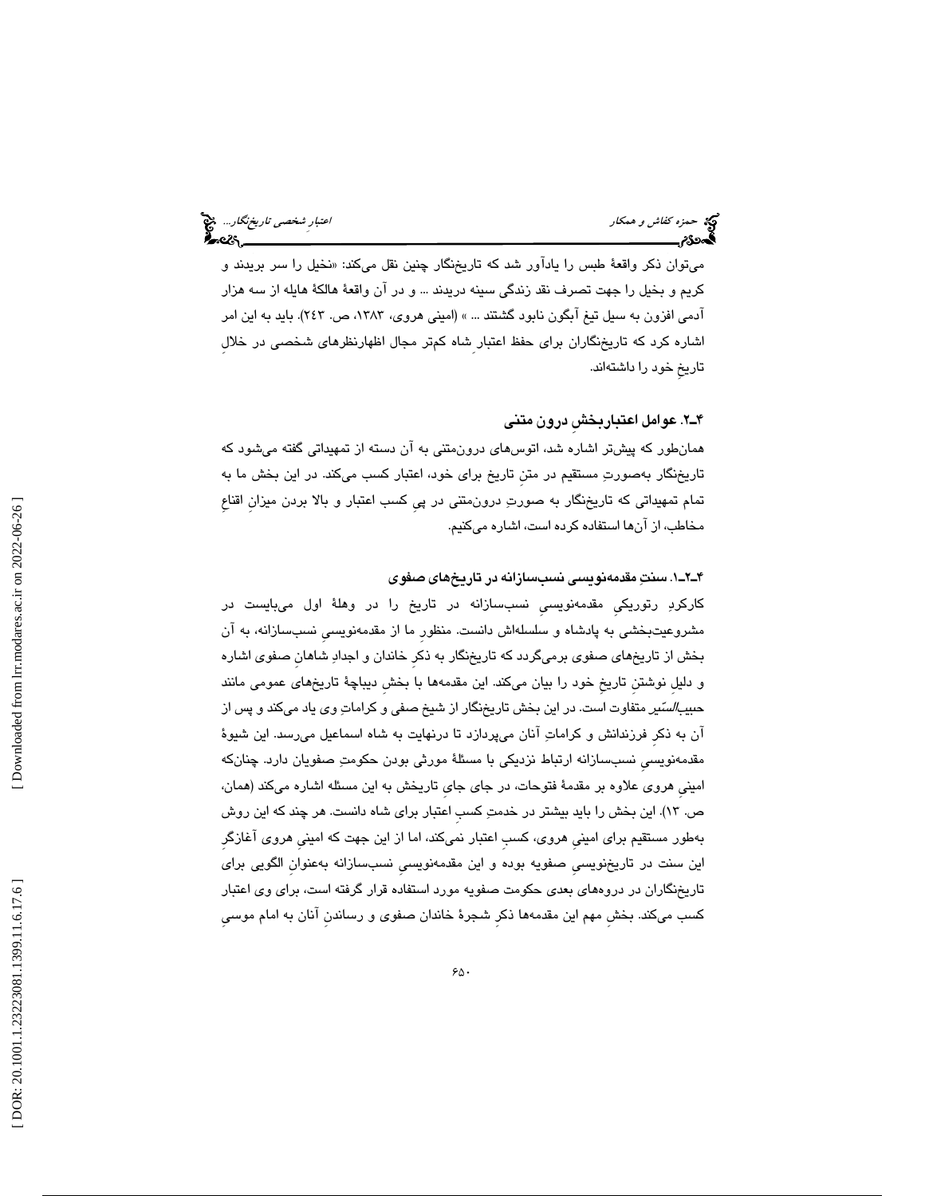می‌توان ذکر واقعهٔ طبس را یادآور شد که تاریخ‌نگار چنین نقل می‌کند: «نخیل را سر بریدند و کریم و بخیل را جهت تصرف نقد زندگی سینه دریدند ... و در آن واقعهٔ هالکهٔ هایله از سه هزار آدمی افزون به سیل تیغ آبگون نابود گشتند ... » (امینی هروی، ۱۳۸۳، ص. ۲۴۳). باید به این امر اشاره کرد که تاریخ‌نگاران برای حفظ اعتبارِ شاه کم‌تر مجال اظهارنظرهای شخصی در خلالِ تاریخِ خود را داشته‌اند.

### ۴ـ۲. عوامل اعتباربخشِ درون متنی

همان‌طور که پیش‌تر اشاره شد، اتوس‌های درون‌متنی به آن دسته از تمهیداتی گفته می‌شود که تاریخ‌نگار به‌صورتِ مستقیم در متنِ تاریخ برای خود، اعتبار کسب می‌کند. در این بخش ما به تمام تمهیداتی که تاریخ‌نگار به صورتِ درون‌متنی در پیِ کسب اعتبار و بالا بردن میزانِ اقناعِ مخاطب، از آن‌ها استفاده کرده است، اشاره می‌کنیم.

#### ۴ـ۲ـ۱. سنتِ مقدمه‌نویسی نسب‌سازانه در تاریخ‌های صفوی

کارکردِ رتوریکیِ مقدمه‌نویسیِ نسب‌سازانه در تاریخ را در وهلهٔ اول می‌بایست در مشروعیت‌بخشی به پادشاه و سلسله‌اش دانست. منظورِ ما از مقدمه‌نویسیِ نسب‌سازانه، به آن بخش از تاریخ‌های صفوی برمی‌گردد که تاریخ‌نگار به ذکرِ خاندان و اجدادِ شاهانِ صفوی اشاره و دلیلِ نوشتنِ تاریخِ خود را بیان می‌کند. این مقدمه‌ها با بخشِ دیباچهٔ تاریخ‌های عمومی مانند *حبیب‌السّیر* متفاوت است. در این بخش تاریخ‌نگار از شیخ صفی و کراماتِ وی یاد می‌کند و پس از آن به ذکرِ فرزندانش و کراماتِ آنان می‌پردازد تا درنهایت به شاه اسماعیل می‌رسد. این شیوهٔ مقدمه‌نویسیِ نسب‌سازانه ارتباط نزدیکی با مسئلهٔ مورثی بودن حکومتِ صفویان دارد. چنان‌که امینیِ هروی علاوه بر مقدمهٔ فتوحات، در جای جایِ تاریخش به این مسئله اشاره می‌کند (همان، ص. ۱۳). این بخش را باید بیشتر در خدمتِ کسبِ اعتبار برای شاه دانست. هر چند که این روش به‌طور مستقیم برای امینیِ هروی، کسبِ اعتبار نمی‌کند، اما از این جهت که امینیِ هروی آغازگرِ این سنت در تاریخ‌نویسیِ صفویه بوده و این مقدمه‌نویسیِ نسب‌سازانه به‌عنوانِ الگویی برای تاریخ‌نگاران در دروه‌های بعدی حکومت صفویه مورد استفاده قرار گرفته است، برای وی اعتبار کسب می‌کند. بخشِ مهم این مقدمه‌ها ذکرِ شجرهٔ خاندان صفوی و رساندنِ آنان به امام موسیِ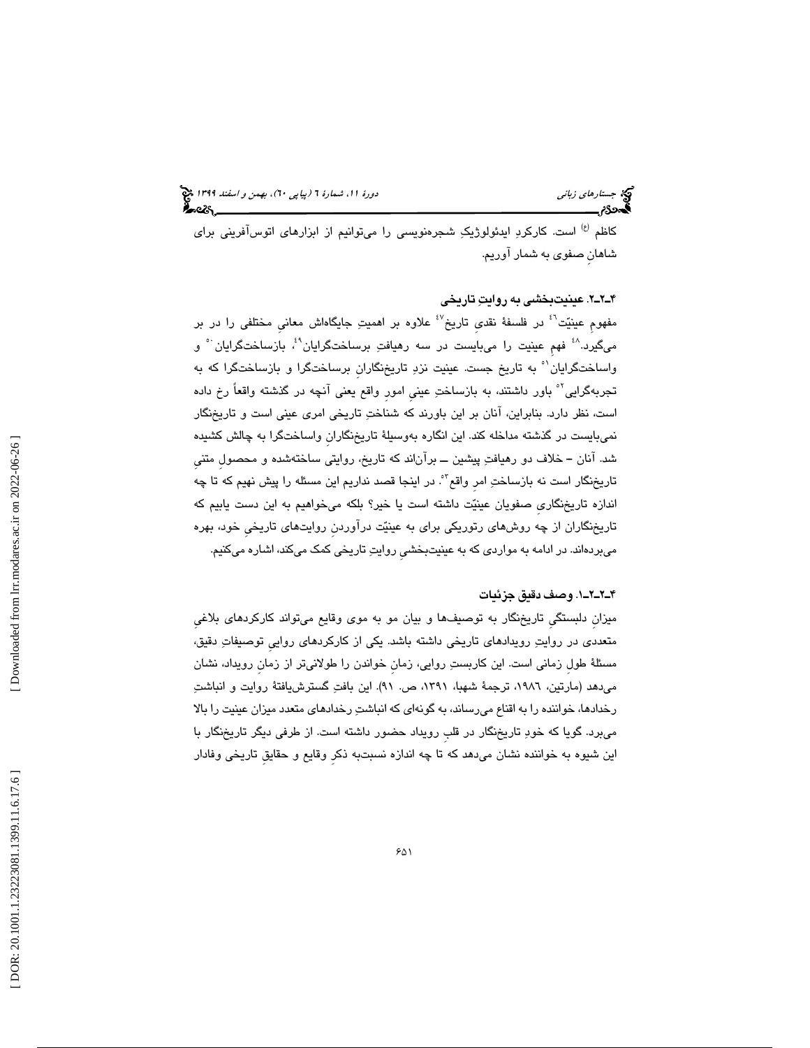کاظم [٤٥] است. کارکردِ ایدئولوژیکِ شجره‌نویسی را می‌توانیم از ابزارهای اتوس‌آفرینی برای شاهانِ صفوی به شمار آوریم.

### ۴ـ۲ـ۲. عینیت‌بخشی به روایتِ تاریخی

مفهومِ عینیّت[٤٦] در فلسفهٔ نقدیِ تاریخ[٤٧] علاوه بر اهمیتِ جایگاه‌اش معانیِ مختلفی را در بر می‌گیرد.[٤٨] فهمِ عینیت را می‌بایست در سه رهیافتِ برساخت‌گرایان[٤٩]، بازساخت‌گرایان[٥٠] و واساخت‌گرایان[٥١] به تاریخ جست. عینیت نزدِ تاریخ‌نگارانِ برساخت‌گرا و بازساخت‌گرا که به تجربه‌گرایی[٥٢] باور داشتند، به بازساختِ عینیِ امورِ واقع یعنی آنچه در گذشته واقعاً رخ داده است، نظر دارد. بنابراین، آنان بر این باورند که شناختِ تاریخی امری عینی است و تاریخ‌نگار نمی‌بایست در گذشته مداخله کند. این انگاره به‌وسیلهٔ تاریخ‌نگارانِ واساخت‌گرا به چالش کشیده شد. آنان ــ خلاف دو رهیافتِ پیشین ــ برآن‌اند که تاریخ، روایتی ساخته‌شده و محصولِ متنیِ تاریخ‌نگار است نه بازساختِ امرِ واقع[٥٣]. در اینجا قصد نداریم این مسئله را پیش نهیم که تا چه اندازه تاریخ‌نگاریِ صفویان عینیّت داشته است یا خیر؟ بلکه می‌خواهیم به این دست یابیم که تاریخ‌نگاران از چه روش‌های رتوریکی برای به عینیّت درآوردنِ روایت‌های تاریخیِ خود، بهره می‌برده‌اند. در ادامه به مواردی که به عینیت‌بخشیِ روایتِ تاریخی کمک می‌کند، اشاره می‌کنیم.

#### ۴ـ۲ـ۲ـ۱. وصف دقیق جزئیات

میزانِ دلبستگیِ تاریخ‌نگار به توصیف‌ها و بیان مو به موی وقایع می‌تواند کارکردهای بلاغیِ متعددی در روایتِ رویدادهای تاریخی داشته باشد. یکی از کارکردهای روایی توصیفاتِ دقیق، مسئلهٔ طول زمانی است. این کاربستِ روایی، زمانِ خواندن را طولانی‌تر از زمانِ رویداد، نشان می‌دهد (مارتین، ١٩٨٦، ترجمهٔ شهبا، ١٣٩١، ص. ٩١). این بافتِ گسترش‌یافتهٔ روایت و انباشتِ رخدادها، خواننده را به اقناع می‌رساند، به گونه‌ای که انباشتِ رخدادهای متعدد میزان عینیت را بالا می‌برد. گویا که خودِ تاریخ‌نگار در قلبِ رویداد حضور داشته است. از طرفی دیگر تاریخ‌نگار با این شیوه به خواننده نشان می‌دهد که تا چه اندازه نسبت‌به ذکرِ وقایع و حقایقِ تاریخی وفادار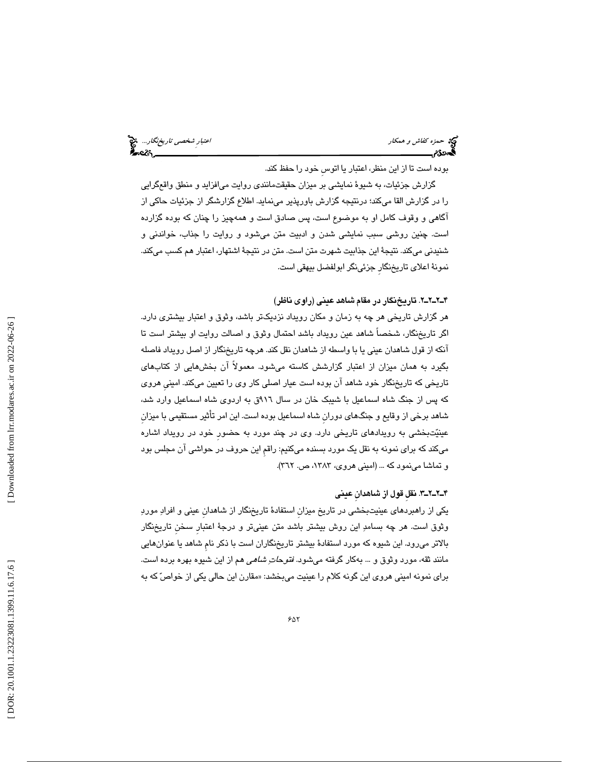بوده است تا از این منظر، اعتبار یا اتوسِ خود را حفظ کند.

گزارش جزئیات، به شیوهٔ نمایشی بر میزان حقیقت‌مانندی روایت می‌افزاید و منطق واقع‌گرایی را در گزارش القا می‌کند؛ درنتیجه گزارش باورپذیر می‌نماید. اطلاع گزارشگر از جزئیات حاکی از آگاهی و وقوف کامل او به موضوع است، پس صادق است و همه‌چیز را چنان که بوده گزارده است. چنین روشی سبب نمایشی شدن و ادبیت متن می‌شود و روایت را جذاب، خواندنی و شنیدنی می‌کند. نتیجهٔ این جذابیت شهرت متن است. متن در نتیجهٔ اشتهار، اعتبار هم کسب می‌کند. نمونهٔ اعلای تاریخ‌نگارِ جزئی‌نگر ابولفضل بیهقی است.

### ۴ـ۲ـ۲ـ۲. تاریخ‌نگار در مقام شاهد عینی (راوی ناظر)

هر گزارش تاریخی هر چه به زمان و مکان رویداد نزدیک‌تر باشد، وثوق و اعتبار بیشتری دارد. اگر تاریخ‌نگار، شخصاً شاهد عین رویداد باشد احتمال وثوق و اصالت روایت او بیشتر است تا آنکه از قول شاهدان عینی یا با واسطه از شاهدان نقل کند. هرچه تاریخ‌نگار از اصل رویداد فاصله بگیرد به همان میزان از اعتبار گزارشش کاسته می‌شود. معمولاً آن بخش‌هایی از کتاب‌های تاریخی که تاریخ‌نگار خود شاهد آن بوده است عیار اصلی کار وی را تعیین می‌کند. امینیِ هروی که پس از جنگ شاه اسماعیل با شیبک خان در سال ۹۱۶ق به اردوی شاه اسماعیل وارد شد، شاهد برخی از وقایع و جنگ‌های دورانِ شاه اسماعیل بوده است. این امر تأثیر مستقیمی با میزانِ عینیّت‌بخشی به رویدادهای تاریخی دارد. وی در چند مورد به حضورِ خود در رویداد اشاره می‌کند که برای نمونه به نقل یک مورد بسنده می‌کنیم: راقمِ این حروف در حواشی آن مجلس بود و تماشا می‌نمود که ... (امینی هروی، ۱۳۸۳، ص. ۳٦۲).

### ۴ـ۲ـ۲ـ۳. نقلِ قول از شاهدانِ عینی

یکی از راهبردهای عینیت‌بخشی در تاریخ میزانِ استفادهٔ تاریخ‌نگار از شاهدانِ عینی و افرادِ موردِ وثوق است. هر چه بسامدِ این روش بیشتر باشد متن عینی‌تر و درجهٔ اعتبارِ سخنِ تاریخ‌نگار بالاتر می‌رود. این شیوه که مورد استفادهٔ بیشتر تاریخ‌نگاران است با ذکر نامِ شاهد یا عنوان‌هایی مانند ثقه، مورد وثوق و ... به‌کار گرفته می‌شود. *فتوحاتِ شاهی* هم از این شیوه بهره برده است. برای نمونه امینی هروی این گونه کلام را عینیت می‌بخشد: «مقارن این حالی یکی از خواصّ که به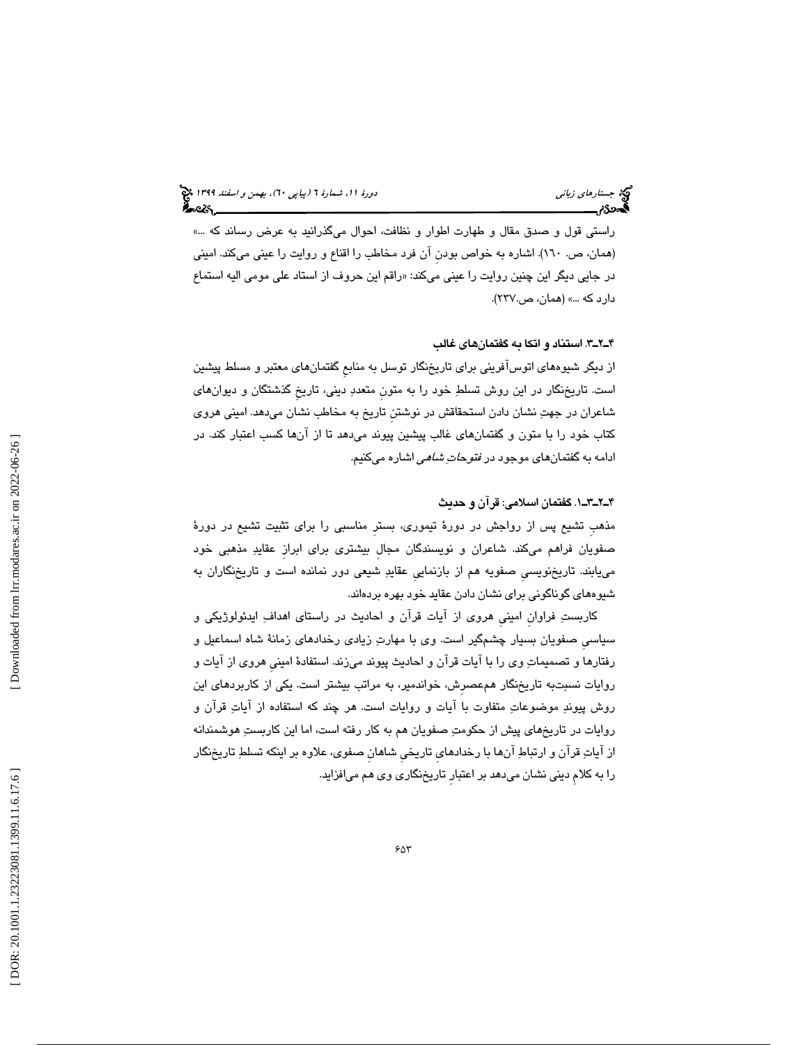راستی قول و صدق مقال و طهارت اطوار و نظافت، احوال می‌گذرانید به عرض رساند که ...» (همان، ص. ۱۶۰). اشاره به خواص بودنِ آن فرد مخاطب را اقناع و روایت را عینی می‌کند. امینی در جایی دیگر این چنین روایت را عینی می‌کند: «راقم این حروف از استاد علی مومی الیه استماع دارد که ...» (همان، ص.۲۳۷).

### ۴ـ۲ـ۳. استناد و اتکا به گفتمان‌های غالب

از دیگر شیوه‌های اتوس‌آفرینی برای تاریخ‌نگار توسل به منابعِ گفتمان‌های معتبر و مسلط پیشین است. تاریخ‌نگار در این روش تسلطِ خود را به متونِ متعددِ دینی، تاریخِ گذشتگان و دیوان‌های شاعران در جهتِ نشان دادن استحقاقش در نوشتنِ تاریخ به مخاطب نشان می‌دهد. امینی هروی کتاب خود را با متون و گفتمان‌های غالب پیشین پیوند می‌دهد تا از آن‌ها کسب اعتبار کند. در ادامه به گفتمان‌های موجود در *فتوحاتِ شاهی* اشاره می‌کنیم.

### ۴ـ۲ـ۳ـ۱. گفتمان اسلامی: قرآن و حدیث

مذهبِ تشیع پس از رواجش در دورهٔ تیموری، بسترِ مناسبی را برای تثبیت تشیع در دورهٔ صفویان فراهم می‌کند. شاعران و نویسندگان مجالِ بیشتری برای ابرازِ عقایدِ مذهبی خود می‌یابند. تاریخ‌نویسیِ صفویه هم از بازنماییِ عقایدِ شیعی دور نمانده است و تاریخ‌نگاران به شیوه‌های گوناگونی برای نشان دادن عقایدِ خود بهره برده‌اند.

کاربستِ فراوانِ امینیِ هروی از آیات قرآن و احادیث در راستای اهدافِ ایدئولوژیکی و سیاسیِ صفویان بسیار چشم‌گیر است. وی با مهارتِ زیادی رخدادهای زمانهٔ شاه اسماعیل و رفتارها و تصمیماتِ وی را با آیات قرآن و احادیث پیوند می‌زند. استفادهٔ امینیِ هروی از آیات و روایات نسبت‌به تاریخ‌نگار هم‌عصرش، خواندمیر، به مراتب بیشتر است. یکی از کاربردهای این روش پیوندِ موضوعاتِ متفاوت با آیات و روایات است. هر چند که استفاده از آیاتِ قرآن و روایات در تاریخ‌های پیش از حکومتِ صفویان هم به کار رفته است، اما این کاربستِ هوشمندانه از آیاتِ قرآن و ارتباطِ آن‌ها با رخدادهای تاریخیِ شاهانِ صفوی، علاوه بر اینکه تسلطِ تاریخ‌نگار را به کلامِ دینی نشان می‌دهد بر اعتبارِ تاریخ‌نگاری وی هم می‌افزاید.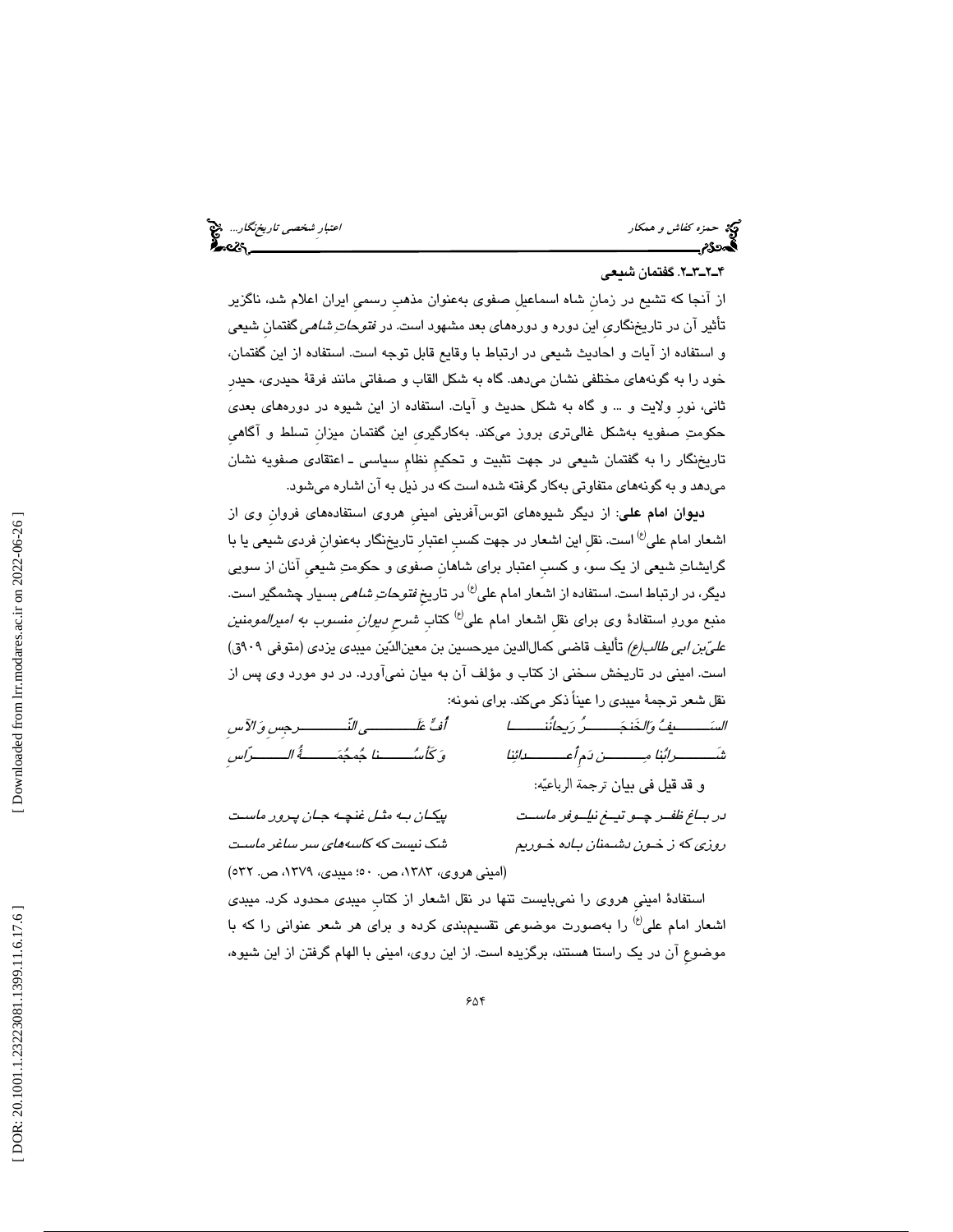### ۴ـ۲ـ۳ـ۲. گفتمان شیعی

از آنجا که تشیع در زمانِ شاه اسماعیلِ صفوی به‌عنوان مذهبِ رسمیِ ایران اعلام شد، ناگزیر تأثیر آن در تاریخ‌نگاریِ این دوره و دوره‌های بعد مشهود است. در *فتوحاتِ شاهی* گفتمانِ شیعی و استفاده از آیات و احادیث شیعی در ارتباط با وقایع قابل توجه است. استفاده از این گفتمان، خود را به گونه‌های مختلفی نشان می‌دهد. گاه به شکل القاب و صفاتی مانند فرقۀ حیدری، حیدرِ ثانی، نورِ ولایت و ... و گاه به شکل حدیث و آیات. استفاده از این شیوه در دوره‌های بعدی حکومتِ صفویه به‌شکل غالی‌تری بروز می‌کند. به‌کارگیریِ این گفتمان میزانِ تسلط و آگاهیِ تاریخ‌نگار را به گفتمان شیعی در جهت تثبیت و تحکیمِ نظامِ سیاسی ـ اعتقادی صفویه نشان می‌دهد و به گونه‌های متفاوتی به‌کار گرفته شده است که در ذیل به آن اشاره می‌شود.

**دیوان امام علی**: از دیگر شیوه‌های اتوس‌آفرینی امینیِ هروی استفاده‌های فروانِ وی از اشعار امام علی[ع] است. نقلِ این اشعار در جهت کسبِ اعتبارِ تاریخ‌نگار به‌عنوانِ فردی شیعی یا با گرایشاتِ شیعی از یک سو، و کسبِ اعتبار برای شاهانِ صفوی و حکومتِ شیعیِ آنان از سویی دیگر، در ارتباط است. استفاده از اشعار امام علی[ع] در تاریخ *فتوحاتِ شاهی* بسیار چشمگیر است. منبع موردِ استفادۀ وی برای نقلِ اشعار امام علی[ع] کتابِ *شرحِ دیوانِ منسوب به امیرالمومنین علیّ‌بن ابی طالب(ع)* تألیف قاضی کمال‌الدین میرحسین بن معین‌الدّین میبدی یزدی (متوفی ۹۰۹ق) است. امینی در تاریخش سخنی از کتاب و مؤلف آن به میان نمی‌آورد. در دو مورد وی پس از نقل شعر ترجمۀ میبدی را عیناً ذکر می‌کند. برای نمونه:

*السَیفُ وَالخَنجَرُ رَیحانُنا — أفٍّ عَلَی النَّرجِسِ وَ الآسِ*
*شَرابُنا مِن دَمِ أعدائِنا — وَ کَأسُنا جُمجُمَةُ الرّاسِ*

و قد قیل فی بیان ترجمة الرباعیّة:

*در باغ ظفر چو تیغ نیلوفر ماست — پیکان به مثل غنچه جان پرور ماست*
*روزی که ز خون دشمنان باده خوریم — شک نیست که کاسه‌های سر ساغر ماست*

(امینی هروی، ۱۳۸۳، ص. ۵۰؛ میبدی، ۱۳۷۹، ص. ۵۳۲)

استفادۀ امینیِ هروی را نمی‌بایست تنها در نقل اشعار از کتابِ میبدی محدود کرد. میبدی اشعار امام علی[ع] را به‌صورت موضوعی تقسیم‌بندی کرده و برای هر شعر عنوانی را که با موضوعِ آن در یک راستا هستند، برگزیده است. از این روی، امینی با الهام گرفتن از این شیوه،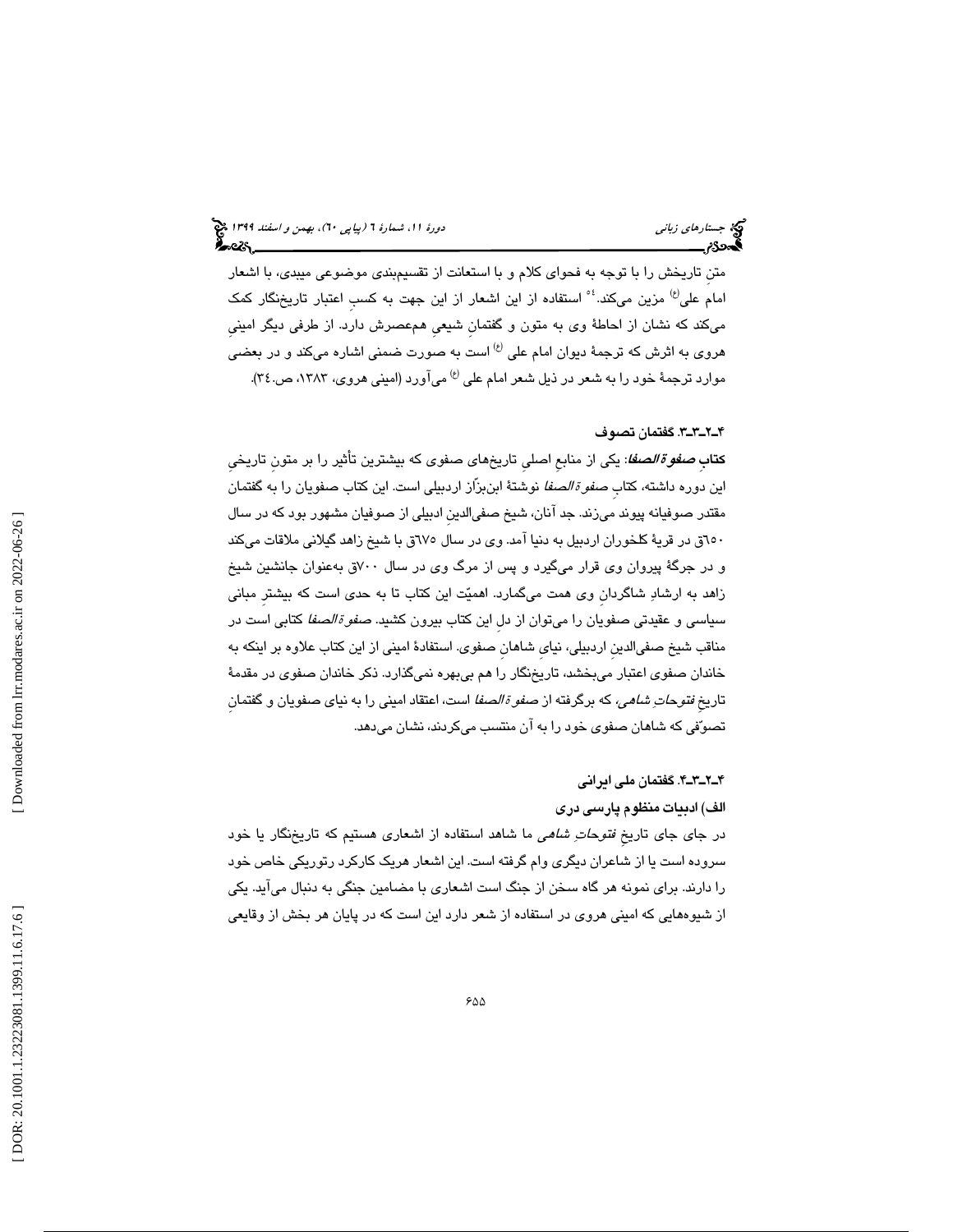متنِ تاریخش را با توجه به فحوای کلام و با استعانت از تقسیم‌بندی موضوعی میبدی، با اشعار امام علی(ع) مزین می‌کند.[٥٤] استفاده از این اشعار از این جهت به کسبِ اعتبار تاریخ‌نگار کمک می‌کند که نشان از احاطهٔ وی به متون و گفتمانِ شیعیِ هم‌عصرش دارد. از طرفی دیگر امینیِ هروی به اثرش که ترجمهٔ دیوان امام علی (ع) است به صورت ضمنی اشاره می‌کند و در بعضی موارد ترجمهٔ خود را به شعر در ذیل شعر امام علی (ع) می‌آورد (امینی هروی، ١٣٨٣، ص.٣٤).

### ۴ـ۲ـ۳ـ۳. گفتمان تصوف

**کتابِ *صفوة‌الصفا*:** یکی از منابعِ اصلیِ تاریخ‌های صفوی که بیشترین تأثیر را بر متونِ تاریخیِ این دوره داشته، کتابِ *صفوة‌الصفا* نوشتهٔ ابن‌بزّاز اردبیلی است. این کتاب صفویان را به گفتمان مقتدر صوفیانه پیوند می‌زند. جد آنان، شیخ صفی‌الدینِ ادبیلی از صوفیان مشهور بود که در سال ٦٥٠ق در قریهٔ کلخوران اردبیل به دنیا آمد. وی در سال ٦٧٥ق با شیخ زاهد گیلانی ملاقات می‌کند و در جرگهٔ پیروان وی قرار می‌گیرد و پس از مرگ وی در سال ٧٠٠ق به‌عنوان جانشین شیخ زاهد به ارشادِ شاگردانِ وی همت می‌گمارد. اهمیّت این کتاب تا به حدی است که بیشترِ مبانی سیاسی و عقیدتی صفویان را می‌توان از دلِ این کتاب بیرون کشید. *صفوة‌الصفا* کتابی است در مناقب شیخ صفی‌الدینِ اردبیلی، نیایِ شاهانِ صفوی. استفادهٔ امینی از این کتاب علاوه بر اینکه به خاندان صفوی اعتبار می‌بخشد، تاریخ‌نگار را هم بی‌بهره نمی‌گذارد. ذکر خاندان صفوی در مقدمهٔ تاریخِ *فتوحاتِ شاهی*، که برگرفته از *صفوة‌الصفا* است، اعتقاد امینی را به نیای صفویان و گفتمانِ تصوّفی که شاهان صفوی خود را به آن منتسب می‌کردند، نشان می‌دهد.

### ۴ـ۲ـ۳ـ۴. گفتمان ملی ایرانی

**الف) ادبیات منظوم پارسی دری**

در جای جای تاریخِ *فتوحاتِ شاهی* ما شاهد استفاده از اشعاری هستیم که تاریخ‌نگار یا خود سروده است یا از شاعران دیگری وام گرفته است. این اشعار هریک کارکرد رتوریکی خاص خود را دارند. برای نمونه هر گاه سخن از جنگ است اشعاری با مضامین جنگی به دنبال می‌آید. یکی از شیوه‌هایی که امینی هروی در استفاده از شعر دارد این است که در پایان هر بخش از وقایعی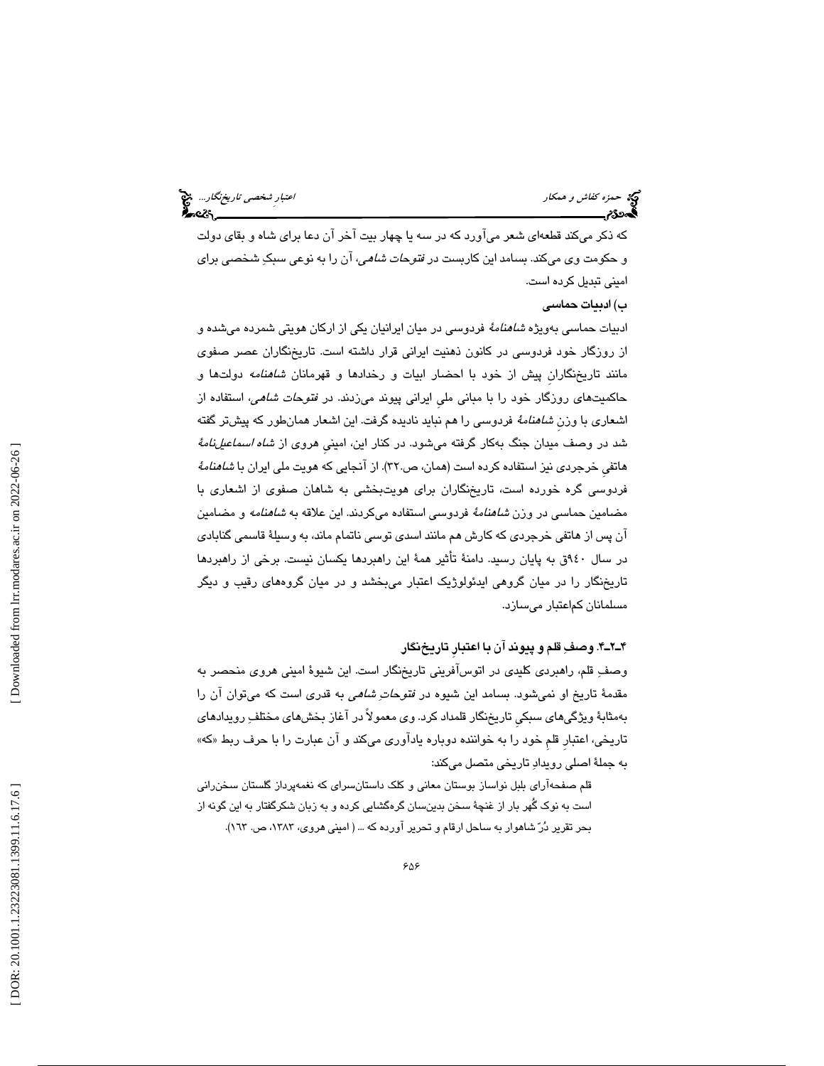که ذکر می‌کند قطعه‌ای شعر می‌آورد که در سه یا چهار بیت آخر آن دعا برای شاه و بقای دولت و حکومت وی می‌کند. بسامد این کاربست در *فتوحات شاهی*، آن را به نوعی سبکِ شخصی برای امینی تبدیل کرده است.

**ب) ادبیات حماسی**

ادبیات حماسی به‌ویژه *شاهنامهٔ* فردوسی در میان ایرانیان یکی از ارکان هویتی شمرده می‌شده و از روزگار خود فردوسی در کانون ذهنیت ایرانی قرار داشته است. تاریخ‌نگاران عصر صفوی مانند تاریخ‌نگارانِ پیش از خود با احضار ابیات و رخدادها و قهرمانان *شاهنامه* دولت‌ها و حاکمیت‌های روزگار خود را با مبانی ملی ایرانی پیوند می‌زدند. در *فتوحات شاهی*، استفاده از اشعاری با وزنِ *شاهنامهٔ* فردوسی را هم نباید نادیده گرفت. این اشعار همان‌طور که پیش‌تر گفته شد در وصف میدان جنگ به‌کار گرفته می‌شود. در کنار این، امینیِ هروی از *شاه اسماعیل‌نامهٔ* هاتفیِ خرجردی نیز استفاده کرده است (همان، ص.۳۲). از آنجایی که هویت ملی ایران با *شاهنامهٔ* فردوسی گره خورده است، تاریخ‌نگاران برای هویت‌بخشی به شاهان صفوی از اشعاری با مضامین حماسی در وزن *شاهنامهٔ* فردوسی استفاده می‌کردند. این علاقه به *شاهنامه* و مضامین آن پس از هاتفی خرجردی که کارش هم مانند اسدی توسی ناتمام ماند، به وسیلهٔ قاسمی گنابادی در سال ۹۴۰ق به پایان رسید. دامنهٔ تأثیر همهٔ این راهبردها یکسان نیست. برخی از راهبردها تاریخ‌نگار را در میان گروهی ایدئولوژیک اعتبار می‌بخشد و در میان گروه‌های رقیب و دیگر مسلمانان کم‌اعتبار می‌سازد.

### ۴-۲-۴. وصفِ قلم و پیوند آن با اعتبارِ تاریخ‌نگار

وصفِ قلم، راهبردی کلیدی در اتوس‌آفرینی تاریخ‌نگار است. این شیوهٔ امینی هروی منحصر به مقدمهٔ تاریخ او نمی‌شود. بسامد این شیوه در *فتوحاتِ شاهی* به قدری است که می‌توان آن را به‌مثابهٔ ویژگی‌های سبکیِ تاریخ‌نگار قلمداد کرد. وی معمولاً در آغاز بخش‌های مختلفِ رویدادهای تاریخی، اعتبارِ قلمِ خود را به خواننده دوباره یادآوری می‌کند و آن عبارت را با حرف ربط «که» به جملهٔ اصلی رویدادِ تاریخی متصل می‌کند:

> قلم صفحه‌آرای بلبل نواساز بوستان معانی و کلک داستان‌سرای که نغمه‌پرداز گلستان سخن‌رانی است به نوک گُهر بار از غنچهٔ سخن بدین‌سان گره‌گشایی کرده و به زبان شکرگفتار به این گونه از بحر تقریر دُرّ شاهوار به ساحل ارقام و تحریر آورده که ... ( امینی هروی، ۱۳۸۳، ص. ۱۶۳).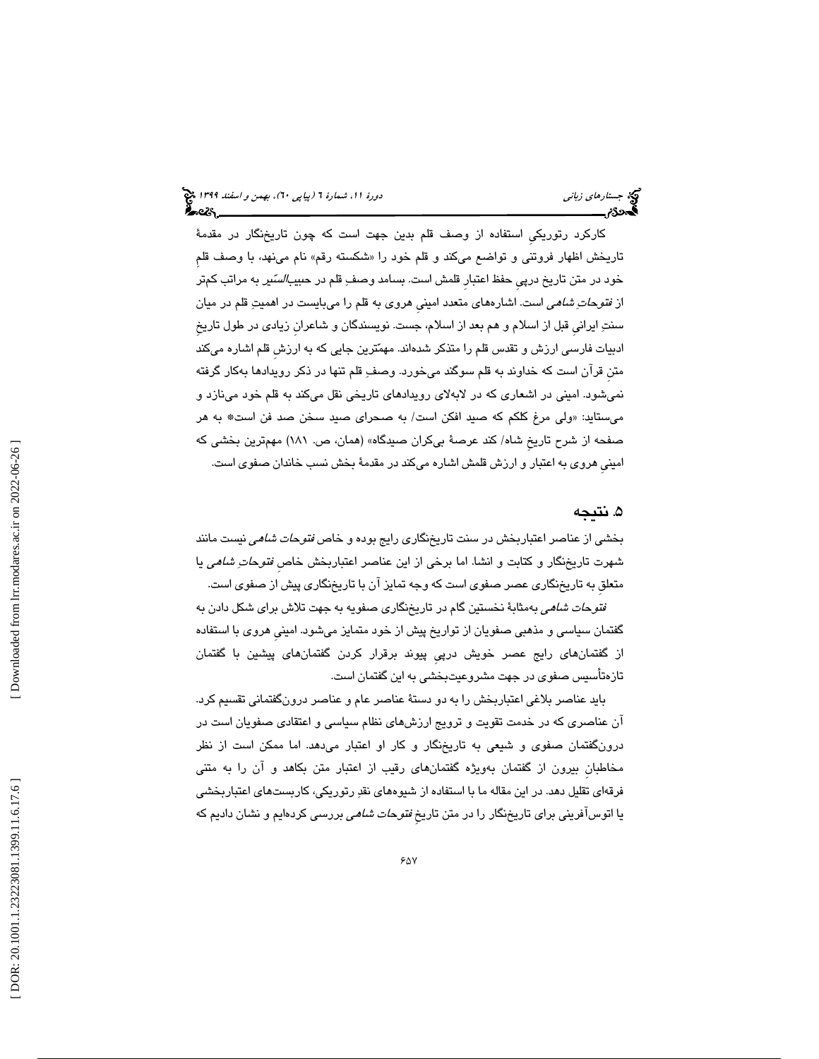کارکرد رتوریکیِ استفاده از وصف قلم بدین جهت است که چون تاریخ‌نگار در مقدمهٔ تاریخش اظهار فروتنی و تواضع می‌کند و قلم خود را «شکسته رقم» نام می‌نهد، با وصف قلمِ خود در متن تاریخ درپیِ حفظ اعتبارِ قلمش است. بسامد وصفِ قلم در *حبیب‌السّیر* به مراتب کم‌تر از *فتوحاتِ شاهی* است. اشاره‌های متعدد امینیِ هروی به قلم را می‌بایست در اهمیتِ قلم در میان سنتِ ایرانیِ قبل از اسلام و هم بعد از اسلام، جست. نویسندگان و شاعرانِ زیادی در طول تاریخِ ادبیات فارسی ارزش و تقدس قلم را متذکر شده‌اند. مهمّترین جایی که به ارزشِ قلم اشاره می‌کند متنِ قرآن است که خداوند به قلم سوگند می‌خورد. وصفِ قلم تنها در ذکر رویدادها به‌کار گرفته نمی‌شود. امینی در اشعاری که در لابه‌لای رویدادهای تاریخی نقل می‌کند به قلم خود می‌نازد و می‌ستاید: «ولی مرغ کلکم که صید افکن است/ به صحرای صید سخن صد فن است\* به هر صفحه از شرح تاریخِ شاه/ کند عرصهٔ بی‌کران صیدگاه» (همان، ص. ۱۸۱) مهم‌ترین بخشی که امینیِ هروی به اعتبار و ارزش قلمش اشاره می‌کند در مقدمهٔ بخش نسب خاندان صفوی است.

## ۵. نتیجه

بخشی از عناصر اعتباربخش در سنت تاریخ‌نگاری رایج بوده و خاص *فتوحات شاهی* نیست مانند شهرت تاریخ‌نگار و کتابت و انشا. اما برخی از این عناصر اعتباربخش خاصِ *فتوحاتِ شاهی* یا متعلقِ به تاریخ‌نگاری عصر صفوی است که وجه تمایز آن با تاریخ‌نگاری پیش از صفوی است.

*فتوحات شاهی* به‌مثابهٔ نخستین گام در تاریخ‌نگاری صفویه به جهت تلاش برای شکل دادن به گفتمان سیاسی و مذهبی صفویان از تواریخ پیش از خود متمایز می‌شود. امینیِ هروی با استفاده از گفتمان‌های رایج عصر خویش درپیِ پیوند برقرار کردن گفتمان‌های پیشین با گفتمان تازه‌تأسیس صفوی در جهت مشروعیت‌بخشی به این گفتمان است.

باید عناصر بلاغی اعتباربخش را به دو دستهٔ عناصر عام و عناصر درون‌گفتمانی تقسیم کرد. آن عناصری که در خدمت تقویت و ترویج ارزش‌های نظام سیاسی و اعتقادی صفویان است در درون‌گفتمان صفوی و شیعی به تاریخ‌نگار و کار او اعتبار می‌دهد. اما ممکن است از نظر مخاطبانِ بیرون از گفتمان به‌ویژه گفتمان‌های رقیب از اعتبار متن بکاهد و آن را به متنی فرقه‌ای تقلیل دهد. در این مقاله ما با استفاده از شیوه‌های نقدِ رتوریکی، کاربست‌های اعتباربخشی یا اتوس‌آفرینی برای تاریخ‌نگار را در متن تاریخِ *فتوحات شاهی* بررسی کرده‌ایم و نشان دادیم که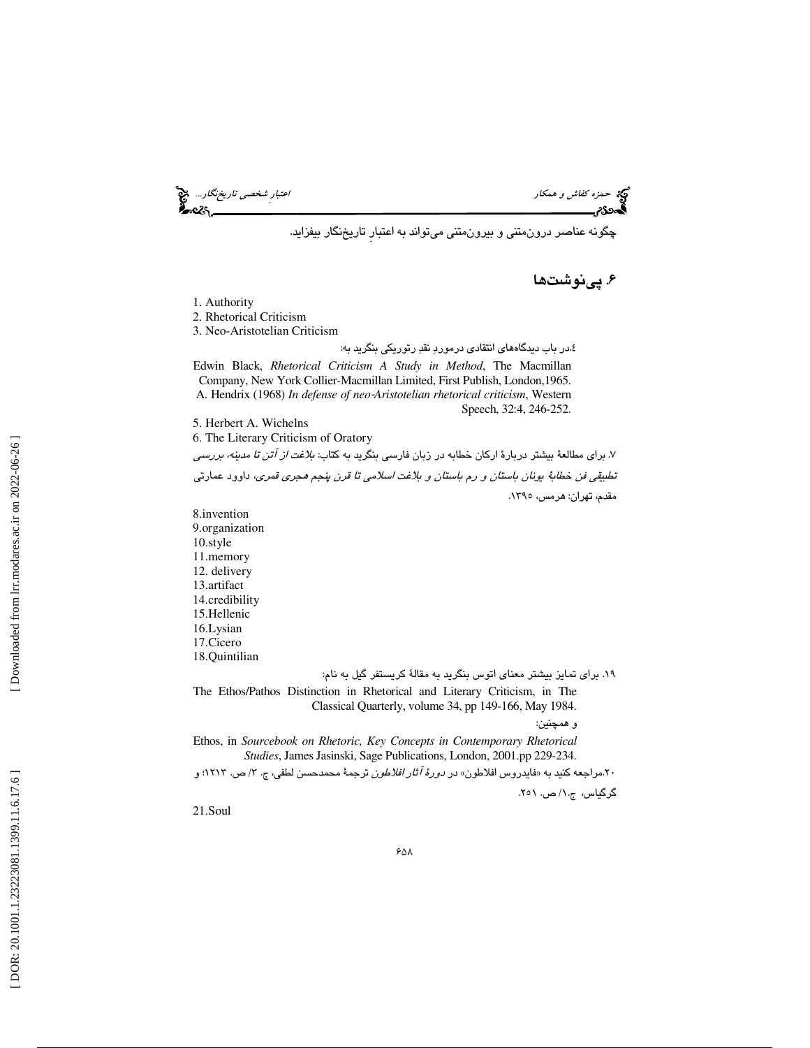چگونه عناصر درون‌متنی و بیرون‌متنی می‌تواند به اعتبارِ تاریخ‌نگار بیفزاید.

## ۶. پی‌نوشت‌ها

1. Authority
2. Rhetorical Criticism
3. Neo-Aristotelian Criticism

٤.در باب دیدگاه‌های انتقادی درموردِ نقدِ رتوریکی بنگرید به:

Edwin Black, *Rhetorical Criticism A Study in Method*, The Macmillan Company, New York Collier-Macmillan Limited, First Publish, London,1965.
A. Hendrix (1968) *In defense of neo-Aristotelian rhetorical criticism*, Western Speech, 32:4, 246-252.

5. Herbert A. Wichelns
6. The Literary Criticism of Oratory

۷. برای مطالعهٔ بیشتر دربارهٔ ارکان خطابه در زبان فارسی بنگرید به کتاب: *بلاغت از آتن تا مدینه، بررسی تطبیقی فن خطابهٔ یونان باستان و رم باستان و بلاغت اسلامی تا قرن پنجم هجری قمری*، داوود عمارتی مقدم، تهران: هرمس، ۱۳۹۵.

8.invention
9.organization
10.style
11.memory
12. delivery
13.artifact
14.credibility
15.Hellenic
16.Lysian
17.Cicero
18.Quintilian

۱۹. برای تمایز بیشتر معنای اتوس بنگرید به مقالهٔ کریستفر گیل به نام:

The Ethos/Pathos Distinction in Rhetorical and Literary Criticism, in The Classical Quarterly, volume 34, pp 149-166, May 1984.

و همچنین:

Ethos, in *Sourcebook on Rhetoric, Key Concepts in Contemporary Rhetorical Studies*, James Jasinski, Sage Publications, London, 2001.pp 229-234.

۲۰.مراجعه کنید به «فایدروس افلاطون» در *دورهٔ آثار افلاطون* ترجمهٔ محمدحسن لطفی، ج. ۳/ ص. ۱۲۱۳؛ و گرگیاس، ج.۱/ ص. ۲۵۱.

21.Soul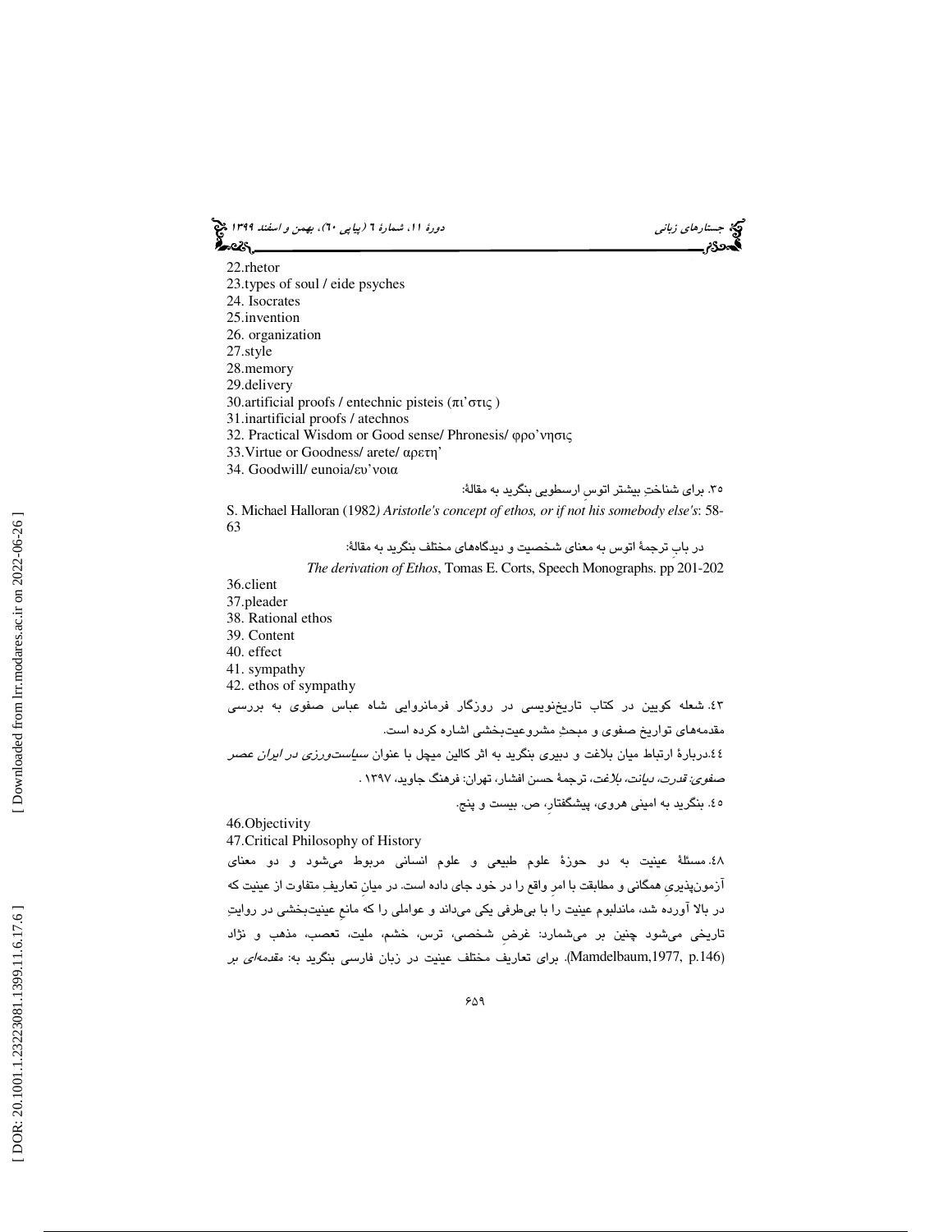22.rhetor
23.types of soul / eide psyches
24. Isocrates
25.invention
26. organization
27.style
28.memory
29.delivery
30.artificial proofs / entechnic pisteis (πι'στις )
31.inartificial proofs / atechnos
32. Practical Wisdom or Good sense/ Phronesis/ φρο'νησις
33.Virtue or Goodness/ arete/ αρετη'
34. Goodwill/ eunoia/ευ'νοια

۳۵. برای شناختِ بیشتر اتوسِ ارسطویی بنگرید به مقالهٔ:

S. Michael Halloran (1982) *Aristotle's concept of ethos, or if not his somebody else's*: 58-63

در بابِ ترجمهٔ اتوس به معنای شخصیت و دیدگاه‌های مختلف بنگرید به مقالهٔ:

*The derivation of Ethos*, Tomas E. Corts, Speech Monographs. pp 201-202

36.client
37.pleader
38. Rational ethos
39. Content
40. effect
41. sympathy
42. ethos of sympathy

۴۳. شعله کویین در کتاب تاریخ‌نویسی در روزگار فرمانروایی شاه عباس صفوی به بررسی مقدمه‌های تواریخ صفوی و مبحثِ مشروعیت‌بخشی اشاره کرده است.

۴۴.دربارهٔ ارتباط میان بلاغت و دبیری بنگرید به اثر کالین میچل با عنوان *سیاست‌ورزی در ایران عصر صفوی: قدرت، دیانت، بلاغت*، ترجمهٔ حسن افشار، تهران: فرهنگ جاوید، ۱۳۹۷ .

۴۵. بنگرید به امینی هروی، پیشگفتار، ص. بیست و پنج.

46.Objectivity
47.Critical Philosophy of History

۴۸. مسئلهٔ عینیت به دو حوزهٔ علوم طبیعی و علوم انسانی مربوط می‌شود و دو معنای آزمون‌پذیریِ همگانی و مطابقت با امرِ واقع را در خود جای داده است. در میانِ تعاریفِ متفاوت از عینیت که در بالا آورده شد، ماندلبوم عینیت را با بی‌طرفی یکی می‌داند و عواملی را که مانعِ عینیت‌بخشی در روایتِ تاریخی می‌شود چنین بر می‌شمارد: غرضِ شخصی، ترس، خشم، ملیت، تعصب، مذهب و نژاد (Mamdelbaum,1977, p.146). برای تعاریف مختلف عینیت در زبان فارسی بنگرید به: *مقدمه‌ای بر*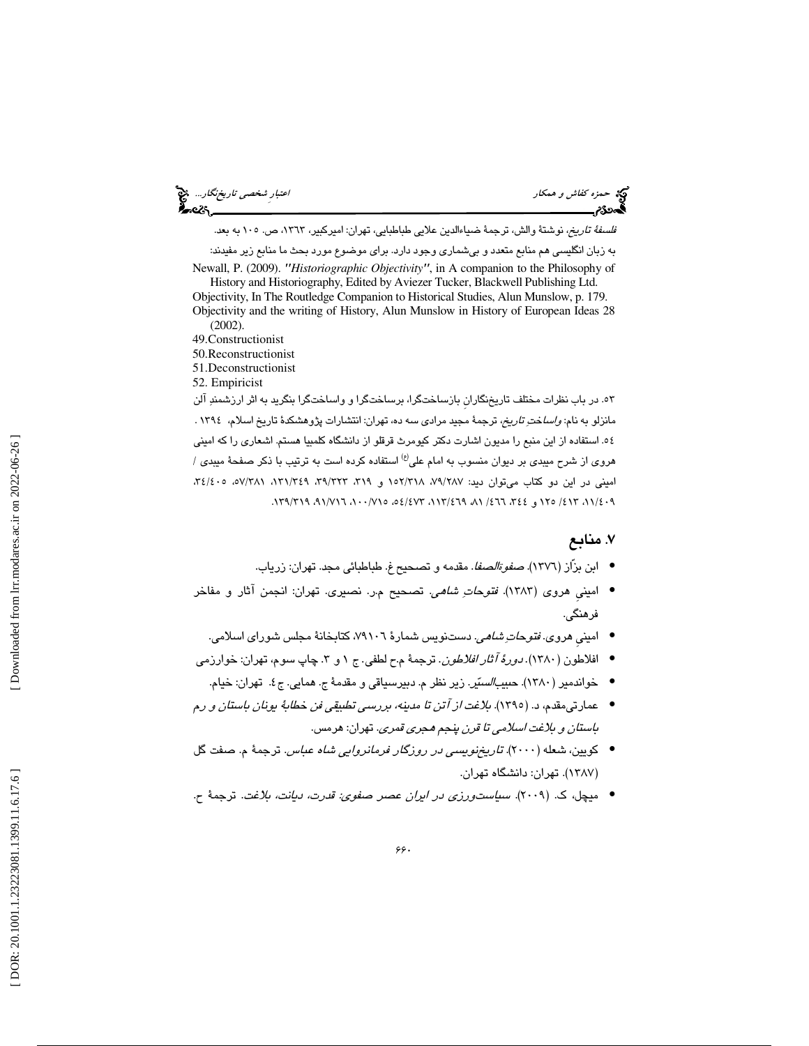*فلسفهٔ تاریخ*، نوشتهٔ والش، ترجمهٔ ضیاءالدین علایی طباطبایی، تهران: امیرکبیر، ١٣٦٣، ص. ١٠٥ به بعد.

به زبان انگلیسی هم منابع متعدد و بی‌شماری وجود دارد. برای موضوع مورد بحث ما منابع زیر مفیدند:

Newall, P. (2009). *"Historiographic Objectivity"*, in A companion to the Philosophy of History and Historiography, Edited by Aviezer Tucker, Blackwell Publishing Ltd.

Objectivity, In The Routledge Companion to Historical Studies, Alun Munslow, p. 179.

Objectivity and the writing of History, Alun Munslow in History of European Ideas 28 (2002).

49.Constructionist

50.Reconstructionist

51.Deconstructionist

52. Empiricist

٥٣. در باب نظرات مختلف تاریخ‌نگارانِ بازساخت‌گرا، برساخت‌گرا و واساخت‌گرا بنگرید به اثر ارزشمندِ آلن مانزلو به نام: *واساختِ تاریخ*، ترجمهٔ مجید مرادی سه ده، تهران: انتشارات پژوهشکدهٔ تاریخ اسلام، ١٣٩٤ .

٥٤. استفاده از این منبع را مدیون اشارت دکتر کیومرث قرقلو از دانشگاه کلمبیا هستم. اشعاری را که امینی هروی از شرح میبدی بر دیوان منسوب به امام علی(ع) استفاده کرده است به ترتیب با ذکر صفحهٔ میبدی / امینی در این دو کتاب می‌توان دید: ٧٩/٢٨٧، ١٥٢/٣١٨ و ٣١٩، ٣٩/٣٢٣، ١٣١/٣٤٩، ٥٧/٣٨١، ٣٤/٤٠٥، ١١/٤٠٩، ٤١٣/ ١٢٥ و ٣٤٤، ٤٦٦/ ٨١، ١١٣/٤٦٩، ٥٤/٤٧٣، ١٠٠/٧١٥، ٩١/٧١٦، ١٣٩/٣١٩.

## ٧. منابع

- ابن بزّاز (١٣٧٦). *صفوةالصفا*. مقدمه و تصحیح غ. طباطبائی مجد. تهران: زریاب.
- امینیِ هروی (١٣٨٣). *فتوحاتِ شاهی*. تصحیح م.ر. نصیری. تهران: انجمن آثار و مفاخر فرهنگی.
- امینیِ هروی. *فتوحاتِ شاهی*. دست‌نویس شمارهٔ ٧٩١٠٦، کتابخانهٔ مجلس شورای اسلامی.
- افلاطون (١٣٨٠). *دورهٔ آثار افلاطون*. ترجمهٔ م.ح لطفی. ج ١ و ٣. چاپ سوم، تهران: خوارزمی
- خواندمیر (١٣٨٠). *حبیب‌السّیر*. زیر نظر م. دبیرسیاقی و مقدمهٔ ج. همایی. ج٤. تهران: خیام.
- عمارتی‌مقدم، د. (١٣٩٥). *بلاغت از آتن تا مدینه، بررسی تطبیقی فن خطابهٔ یونان باستان و رم باستان و بلاغت اسلامی تا قرن پنجم هجری قمری*. تهران: هرمس.
- کویین، شعله (٢٠٠٠). *تاریخ‌نویسی در روزگار فرمانروایی شاه عباس*. ترجمهٔ م. صفت گل (١٣٨٧). تهران: دانشگاه تهران.
- میچل، ک. (٢٠٠٩). *سیاست‌ورزی در ایران عصر صفوی: قدرت، دیانت، بلاغت*. ترجمهٔ ح.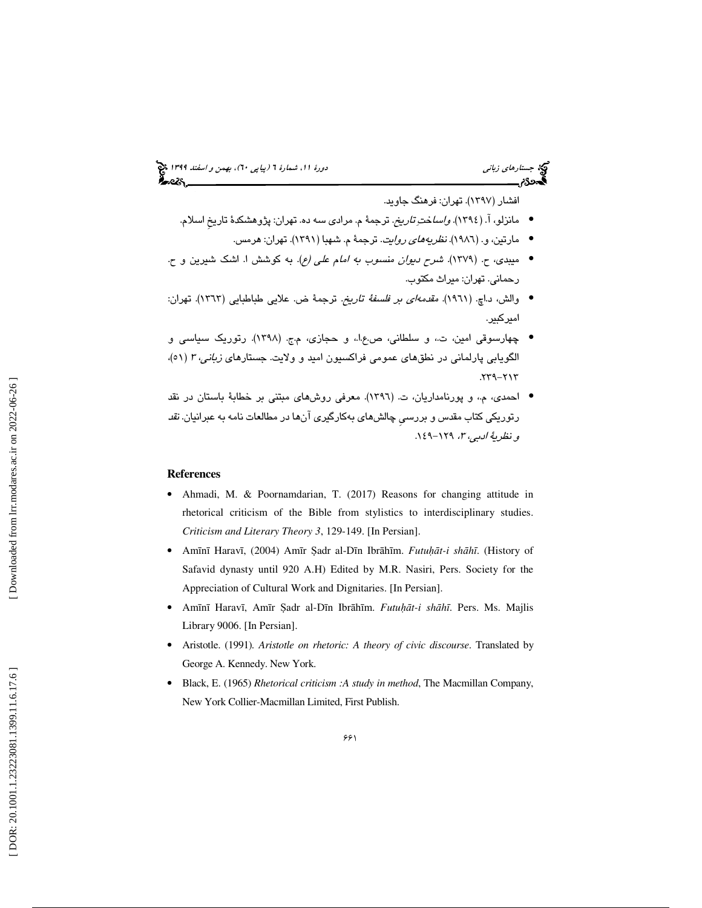افشار (۱۳۹۷). تهران: فرهنگ جاوید.

- مانزلو، آ. (۱۳۹٤). *واساختِ تاریخ*. ترجمهٔ م. مرادی سه ده. تهران: پژوهشکدهٔ تاریخِ اسلام.
- مارتین، و. (۱۹۸٦). *نظریه‌های روایت*. ترجمهٔ م. شهبا (۱۳۹۱). تهران: هرمس.
- میبدی، ح. (۱۳۷۹). *شرح دیوان منسوب به امام علی (ع)*. به کوشش ا. اشک شیرین و ح. رحمانی. تهران: میراث مکتوب.
- والش، د.اچ. (۱۹٦۱). *مقدمه‌ای بر فلسفهٔ تاریخ*. ترجمهٔ ض. علایی طباطبایی (۱۳٦۳). تهران: امیرکبیر.
- چهارسوقی امین، ت.، و سلطانی، ص.ع.ا.، و حجازی، م.ج. (۱۳۹۸). رتوریک سیاسی و الگویابی پارلمانی در نطق‌های عمومی فراکسیون امید و ولایت. جستارهای *زبانی*، ۳ (۵۱)، ۲۱۳-۲۳۹.
- احمدی، م.، و پورنامداریان، ت. (۱۳۹٦). معرفی روش‌های مبتنی بر خطابهٔ باستان در نقد رتوریکی کتاب مقدس و بررسیِ چالش‌های به‌کارگیری آن‌ها در مطالعات نامه به عبرانیان. *نقد و نظریهٔ ادبی*، ۳، ۱۲۹-۱٤۹.

**References**

- Ahmadi, M. & Poornamdarian, T. (2017) Reasons for changing attitude in rhetorical criticism of the Bible from stylistics to interdisciplinary studies. *Criticism and Literary Theory 3*, 129-149. [In Persian].
- Amīnī Haravī, (2004) Amīr Ṣadr al-Dīn Ibrāhīm. *Futuḥāt-i shāhī*. (History of Safavid dynasty until 920 A.H) Edited by M.R. Nasiri, Pers. Society for the Appreciation of Cultural Work and Dignitaries. [In Persian].
- Amīnī Haravī, Amīr Ṣadr al-Dīn Ibrāhīm. *Futuḥāt-i shāhī*. Pers. Ms. Majlis Library 9006. [In Persian].
- Aristotle. (1991). *Aristotle on rhetoric: A theory of civic discourse*. Translated by George A. Kennedy. New York.
- Black, E. (1965) *Rhetorical criticism :A study in method*, The Macmillan Company, New York Collier-Macmillan Limited, First Publish.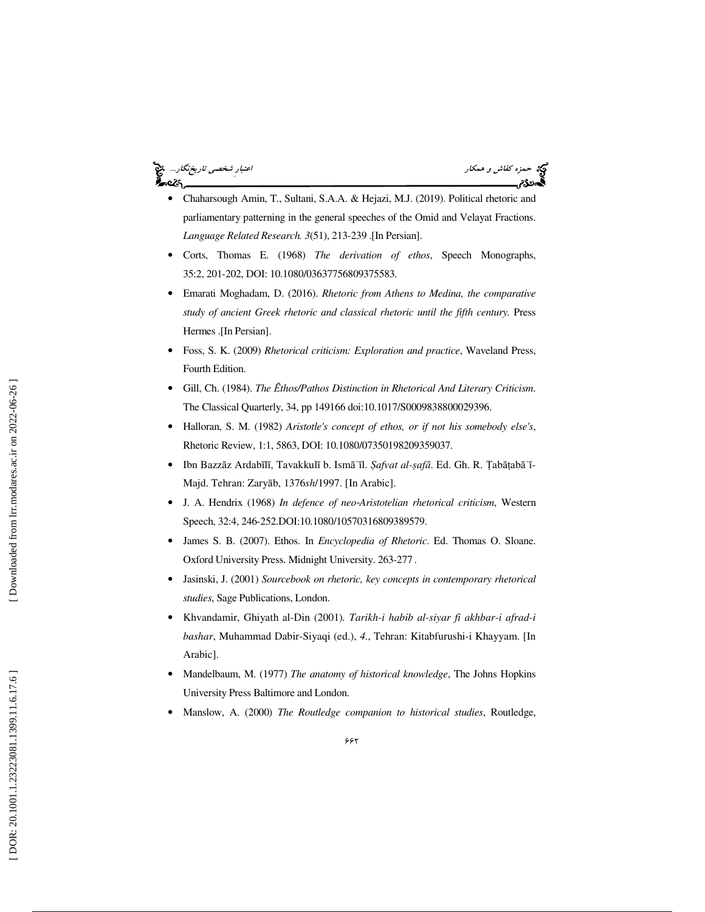- Chaharsough Amin, T., Sultani, S.A.A. & Hejazi, M.J. (2019). Political rhetoric and parliamentary patterning in the general speeches of the Omid and Velayat Fractions. *Language Related Research. 3*(51), 213-239 .[In Persian].
- Corts, Thomas E. (1968) *The derivation of ethos*, Speech Monographs, 35:2, 201-202, DOI: 10.1080/03637756809375583.
- Emarati Moghadam, D. (2016). *Rhetoric from Athens to Medina, the comparative study of ancient Greek rhetoric and classical rhetoric until the fifth century.* Press Hermes .[In Persian].
- Foss, S. K. (2009) *Rhetorical criticism: Exploration and practice*, Waveland Press, Fourth Edition.
- Gill, Ch. (1984). *The Ēthos/Pathos Distinction in Rhetorical And Literary Criticism*. The Classical Quarterly, 34, pp 149166 doi:10.1017/S0009838800029396.
- Halloran, S. M. (1982) *Aristotle's concept of ethos, or if not his somebody else's*, Rhetoric Review, 1:1, 5863, DOI: 10.1080/07350198209359037.
- Ibn Bazzāz Ardabīlī, Tavakkulī b. Ismāʿīl. *Ṣafvat al-ṣafā*. Ed. Gh. R. Ṭabāṭabāʾī-Majd. Tehran: Zaryāb, 1376*sh*/1997. [In Arabic].
- J. A. Hendrix (1968) *In defence of neo-Aristotelian rhetorical criticism*, Western Speech, 32:4, 246-252.DOI:10.1080/10570316809389579.
- James S. B. (2007). Ethos. In *Encyclopedia of Rhetoric*. Ed. Thomas O. Sloane. Oxford University Press. Midnight University. 263-277 .
- Jasinski, J. (2001) *Sourcebook on rhetoric, key concepts in contemporary rhetorical studies*, Sage Publications, London.
- Khvandamir, Ghiyath al-Din (2001). *Tarikh-i habib al-siyar fi akhbar-i afrad-i bashar*, Muhammad Dabir-Siyaqi (ed.), *4*., Tehran: Kitabfurushi-i Khayyam. [In Arabic].
- Mandelbaum, M. (1977) *The anatomy of historical knowledge*, The Johns Hopkins University Press Baltimore and London.
- Manslow, A. (2000) *The Routledge companion to historical studies*, Routledge,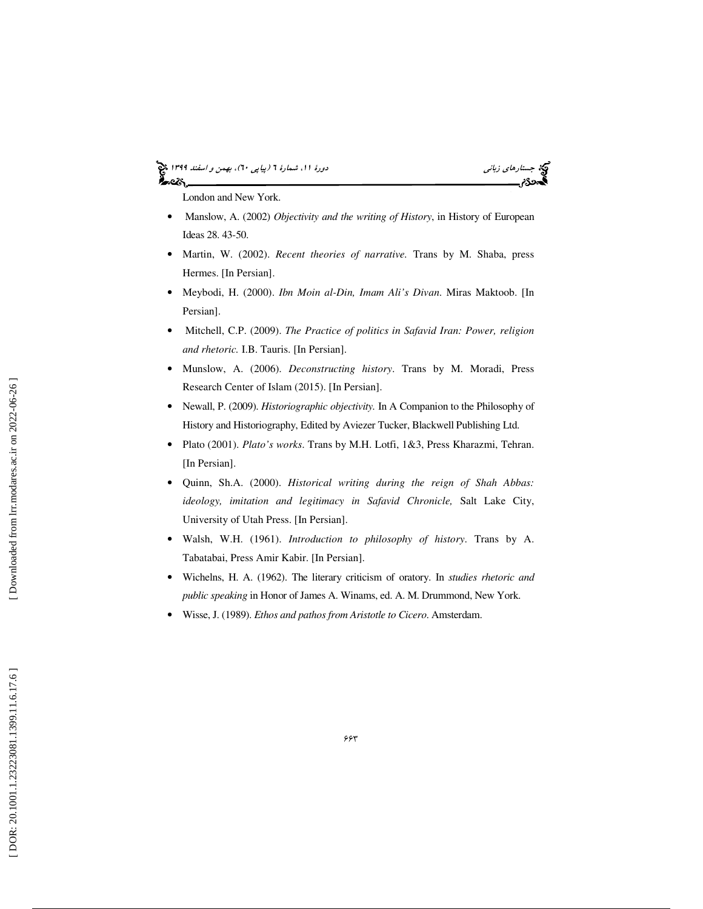London and New York.

- Manslow, A. (2002) *Objectivity and the writing of History*, in History of European Ideas 28. 43-50.
- Martin, W. (2002). *Recent theories of narrative.* Trans by M. Shaba, press Hermes. [In Persian].
- Meybodi, H. (2000). *Ibn Moin al-Din, Imam Ali's Divan*. Miras Maktoob. [In Persian].
- Mitchell, C.P. (2009). *The Practice of politics in Safavid Iran: Power, religion and rhetoric.* I.B. Tauris. [In Persian].
- Munslow, A. (2006). *Deconstructing history*. Trans by M. Moradi, Press Research Center of Islam (2015). [In Persian].
- Newall, P. (2009). *Historiographic objectivity.* In A Companion to the Philosophy of History and Historiography, Edited by Aviezer Tucker, Blackwell Publishing Ltd.
- Plato (2001). *Plato's works*. Trans by M.H. Lotfi, 1&3, Press Kharazmi, Tehran. [In Persian].
- Quinn, Sh.A. (2000). *Historical writing during the reign of Shah Abbas: ideology, imitation and legitimacy in Safavid Chronicle,* Salt Lake City, University of Utah Press. [In Persian].
- Walsh, W.H. (1961). *Introduction to philosophy of history*. Trans by A. Tabatabai, Press Amir Kabir. [In Persian].
- Wichelns, H. A. (1962). The literary criticism of oratory. In *studies rhetoric and public speaking* in Honor of James A. Winams, ed. A. M. Drummond, New York.
- Wisse, J. (1989). *Ethos and pathos from Aristotle to Cicero.* Amsterdam.